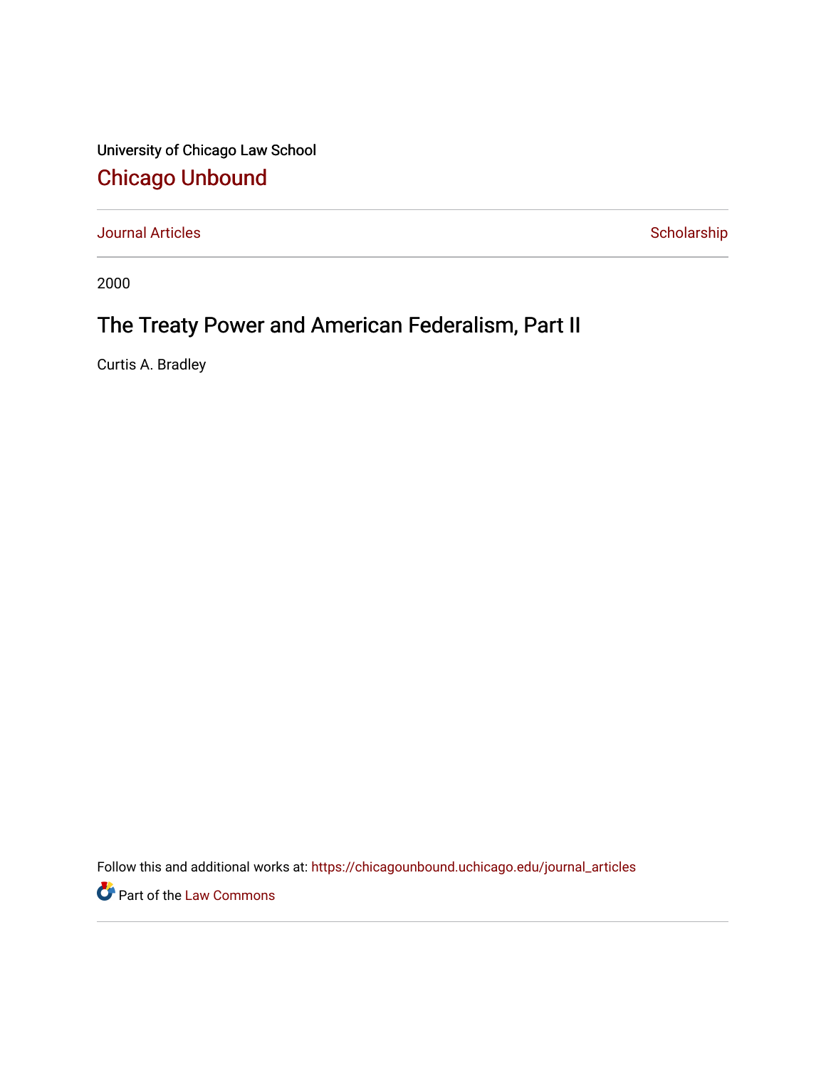University of Chicago Law School

# Chicago Unbound

Journal Articles | Scholarship

2000

## The Treaty Power and American Federalism, Part II

Curtis A. Bradley

Follow this and additional works at: https://chicagounbound.uchicago.edu/journal_articles

Part of the Law Commons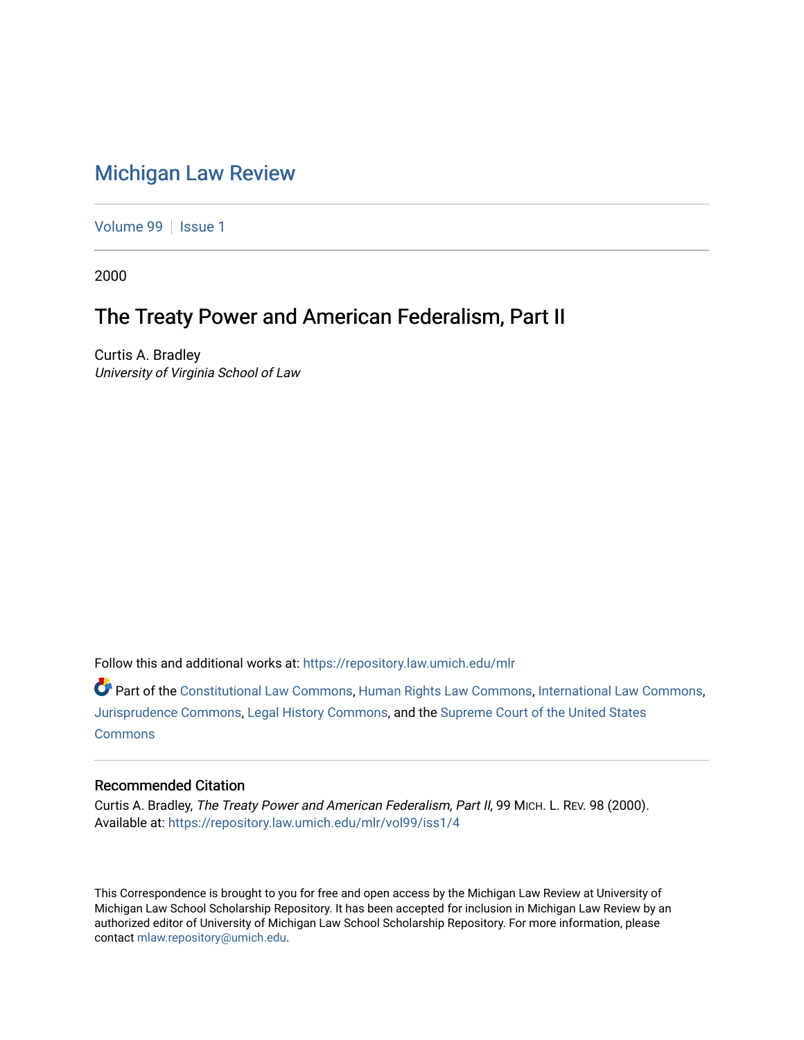# Michigan Law Review

Volume 99 | Issue 1

2000

## The Treaty Power and American Federalism, Part II

Curtis A. Bradley
*University of Virginia School of Law*

Follow this and additional works at: https://repository.law.umich.edu/mlr

Part of the Constitutional Law Commons, Human Rights Law Commons, International Law Commons, Jurisprudence Commons, Legal History Commons, and the Supreme Court of the United States Commons

### Recommended Citation

Curtis A. Bradley, *The Treaty Power and American Federalism, Part II*, 99 MICH. L. REV. 98 (2000).
Available at: https://repository.law.umich.edu/mlr/vol99/iss1/4

This Correspondence is brought to you for free and open access by the Michigan Law Review at University of Michigan Law School Scholarship Repository. It has been accepted for inclusion in Michigan Law Review by an authorized editor of University of Michigan Law School Scholarship Repository. For more information, please contact mlaw.repository@umich.edu.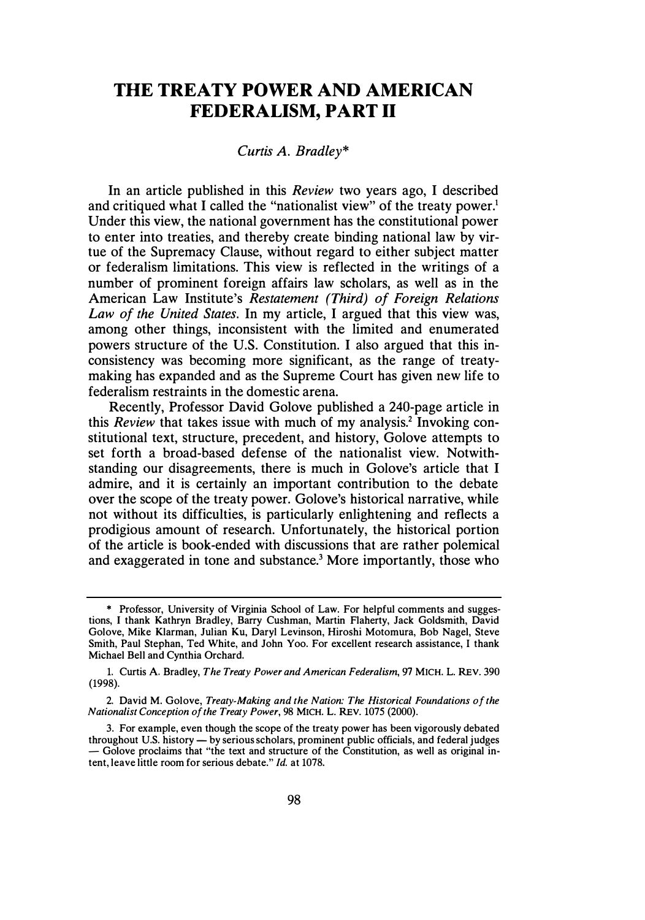# THE TREATY POWER AND AMERICAN FEDERALISM, PART II

*Curtis A. Bradley**

In an article published in this *Review* two years ago, I described and critiqued what I called the "nationalist view" of the treaty power.[1] Under this view, the national government has the constitutional power to enter into treaties, and thereby create binding national law by virtue of the Supremacy Clause, without regard to either subject matter or federalism limitations. This view is reflected in the writings of a number of prominent foreign affairs law scholars, as well as in the American Law Institute's *Restatement (Third) of Foreign Relations Law of the United States*. In my article, I argued that this view was, among other things, inconsistent with the limited and enumerated powers structure of the U.S. Constitution. I also argued that this inconsistency was becoming more significant, as the range of treaty-making has expanded and as the Supreme Court has given new life to federalism restraints in the domestic arena.

Recently, Professor David Golove published a 240-page article in this *Review* that takes issue with much of my analysis.[2] Invoking constitutional text, structure, precedent, and history, Golove attempts to set forth a broad-based defense of the nationalist view. Notwithstanding our disagreements, there is much in Golove's article that I admire, and it is certainly an important contribution to the debate over the scope of the treaty power. Golove's historical narrative, while not without its difficulties, is particularly enlightening and reflects a prodigious amount of research. Unfortunately, the historical portion of the article is book-ended with discussions that are rather polemical and exaggerated in tone and substance.[3] More importantly, those who

---

\* Professor, University of Virginia School of Law. For helpful comments and suggestions, I thank Kathryn Bradley, Barry Cushman, Martin Flaherty, Jack Goldsmith, David Golove, Mike Klarman, Julian Ku, Daryl Levinson, Hiroshi Motomura, Bob Nagel, Steve Smith, Paul Stephan, Ted White, and John Yoo. For excellent research assistance, I thank Michael Bell and Cynthia Orchard.

1. Curtis A. Bradley, *The Treaty Power and American Federalism*, 97 MICH. L. REV. 390 (1998).

2. David M. Golove, *Treaty-Making and the Nation: The Historical Foundations of the Nationalist Conception of the Treaty Power*, 98 MICH. L. REV. 1075 (2000).

3. For example, even though the scope of the treaty power has been vigorously debated throughout U.S. history — by serious scholars, prominent public officials, and federal judges — Golove proclaims that "the text and structure of the Constitution, as well as original intent, leave little room for serious debate." *Id.* at 1078.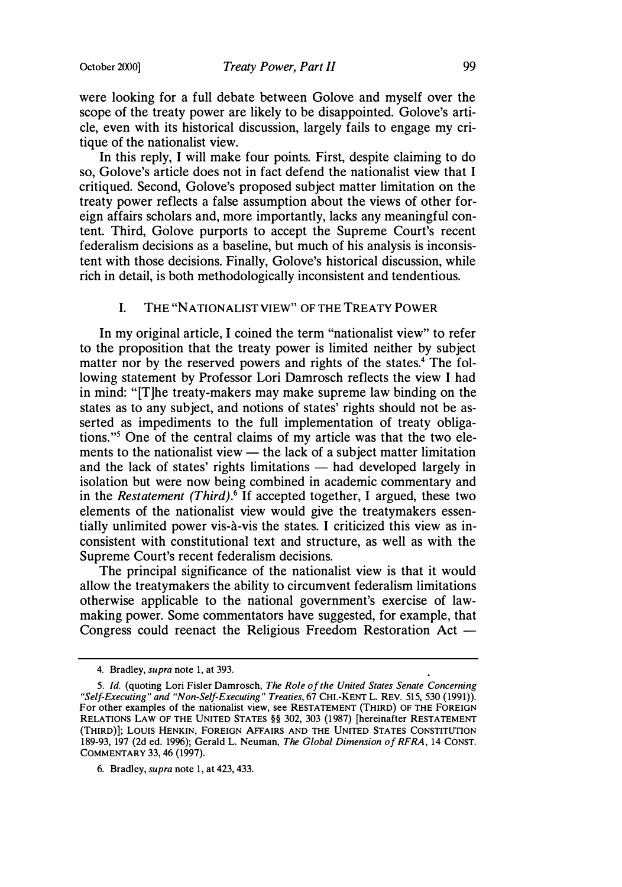were looking for a full debate between Golove and myself over the scope of the treaty power are likely to be disappointed. Golove's article, even with its historical discussion, largely fails to engage my critique of the nationalist view.

In this reply, I will make four points. First, despite claiming to do so, Golove's article does not in fact defend the nationalist view that I critiqued. Second, Golove's proposed subject matter limitation on the treaty power reflects a false assumption about the views of other foreign affairs scholars and, more importantly, lacks any meaningful content. Third, Golove purports to accept the Supreme Court's recent federalism decisions as a baseline, but much of his analysis is inconsistent with those decisions. Finally, Golove's historical discussion, while rich in detail, is both methodologically inconsistent and tendentious.

## I. THE "NATIONALIST VIEW" OF THE TREATY POWER

In my original article, I coined the term "nationalist view" to refer to the proposition that the treaty power is limited neither by subject matter nor by the reserved powers and rights of the states.[4] The following statement by Professor Lori Damrosch reflects the view I had in mind: "[T]he treaty-makers may make supreme law binding on the states as to any subject, and notions of states' rights should not be asserted as impediments to the full implementation of treaty obligations."[5] One of the central claims of my article was that the two elements to the nationalist view — the lack of a subject matter limitation and the lack of states' rights limitations — had developed largely in isolation but were now being combined in academic commentary and in the *Restatement (Third)*.[6] If accepted together, I argued, these two elements of the nationalist view would give the treatymakers essentially unlimited power vis-à-vis the states. I criticized this view as inconsistent with constitutional text and structure, as well as with the Supreme Court's recent federalism decisions.

The principal significance of the nationalist view is that it would allow the treatymakers the ability to circumvent federalism limitations otherwise applicable to the national government's exercise of lawmaking power. Some commentators have suggested, for example, that Congress could reenact the Religious Freedom Restoration Act —

---

4. Bradley, *supra* note 1, at 393.

5. *Id.* (quoting Lori Fisler Damrosch, *The Role of the United States Senate Concerning "Self-Executing" and "Non-Self-Executing" Treaties*, 67 CHI.-KENT L. REV. 515, 530 (1991)). For other examples of the nationalist view, see RESTATEMENT (THIRD) OF THE FOREIGN RELATIONS LAW OF THE UNITED STATES §§ 302, 303 (1987) [hereinafter RESTATEMENT (THIRD)]; LOUIS HENKIN, FOREIGN AFFAIRS AND THE UNITED STATES CONSTITUTION 189-93, 197 (2d ed. 1996); Gerald L. Neuman, *The Global Dimension of RFRA*, 14 CONST. COMMENTARY 33, 46 (1997).

6. Bradley, *supra* note 1, at 423, 433.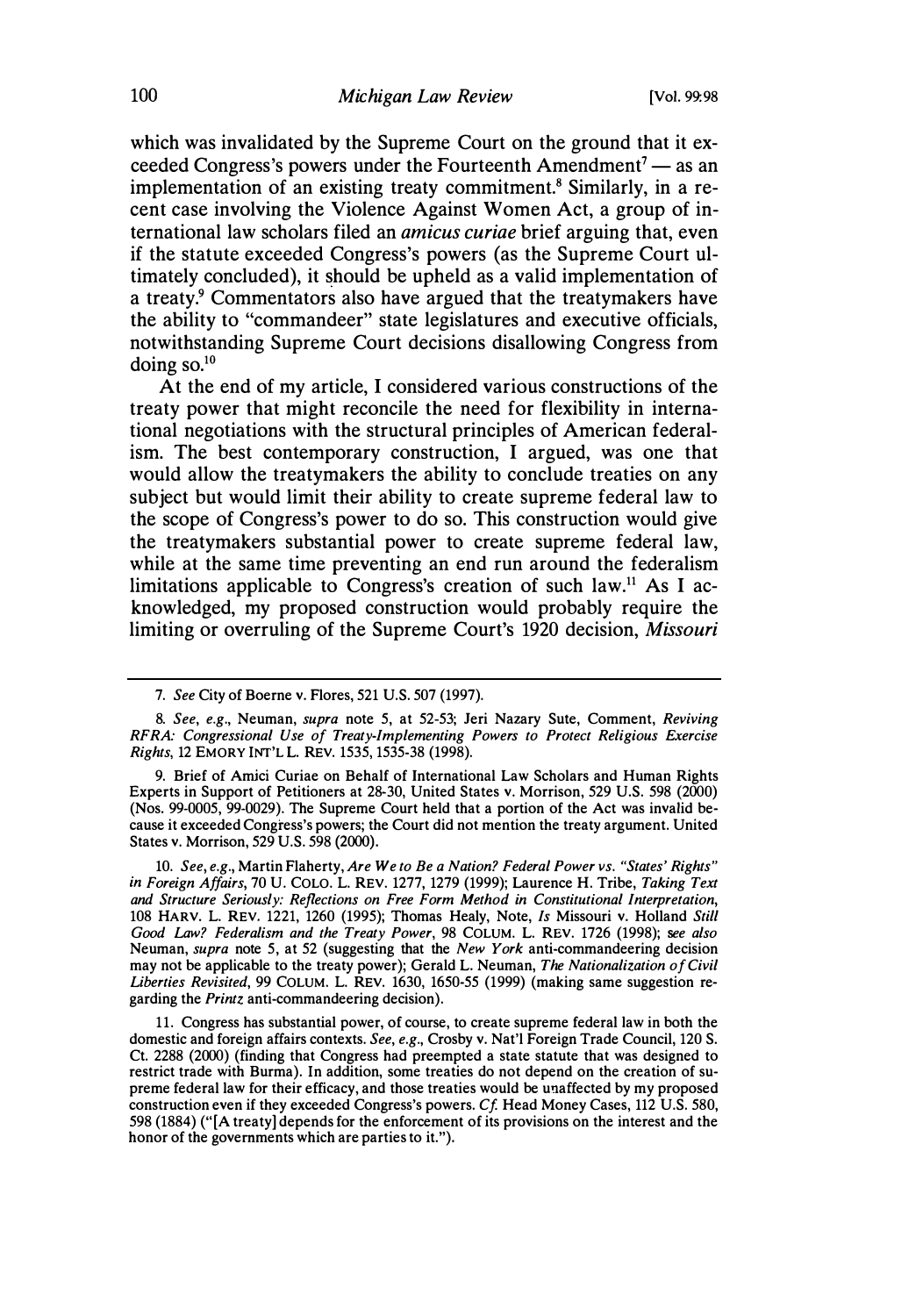which was invalidated by the Supreme Court on the ground that it exceeded Congress's powers under the Fourteenth Amendment[7] — as an implementation of an existing treaty commitment.[8] Similarly, in a recent case involving the Violence Against Women Act, a group of international law scholars filed an *amicus curiae* brief arguing that, even if the statute exceeded Congress's powers (as the Supreme Court ultimately concluded), it should be upheld as a valid implementation of a treaty.[9] Commentators also have argued that the treatymakers have the ability to "commandeer" state legislatures and executive officials, notwithstanding Supreme Court decisions disallowing Congress from doing so.[10]

At the end of my article, I considered various constructions of the treaty power that might reconcile the need for flexibility in international negotiations with the structural principles of American federalism. The best contemporary construction, I argued, was one that would allow the treatymakers the ability to conclude treaties on any subject but would limit their ability to create supreme federal law to the scope of Congress's power to do so. This construction would give the treatymakers substantial power to create supreme federal law, while at the same time preventing an end run around the federalism limitations applicable to Congress's creation of such law.[11] As I acknowledged, my proposed construction would probably require the limiting or overruling of the Supreme Court's 1920 decision, *Missouri*

---

7. *See* City of Boerne v. Flores, 521 U.S. 507 (1997).

8. *See, e.g.*, Neuman, *supra* note 5, at 52-53; Jeri Nazary Sute, Comment, *Reviving RFRA: Congressional Use of Treaty-Implementing Powers to Protect Religious Exercise Rights*, 12 EMORY INT'L L. REV. 1535, 1535-38 (1998).

9. Brief of Amici Curiae on Behalf of International Law Scholars and Human Rights Experts in Support of Petitioners at 28-30, United States v. Morrison, 529 U.S. 598 (2000) (Nos. 99-0005, 99-0029). The Supreme Court held that a portion of the Act was invalid because it exceeded Congress's powers; the Court did not mention the treaty argument. United States v. Morrison, 529 U.S. 598 (2000).

10. *See, e.g.*, Martin Flaherty, *Are We to Be a Nation? Federal Power vs. "States' Rights" in Foreign Affairs*, 70 U. COLO. L. REV. 1277, 1279 (1999); Laurence H. Tribe, *Taking Text and Structure Seriously: Reflections on Free Form Method in Constitutional Interpretation*, 108 HARV. L. REV. 1221, 1260 (1995); Thomas Healy, Note, *Is* Missouri v. Holland *Still Good Law? Federalism and the Treaty Power*, 98 COLUM. L. REV. 1726 (1998); *see also* Neuman, *supra* note 5, at 52 (suggesting that the *New York* anti-commandeering decision may not be applicable to the treaty power); Gerald L. Neuman, *The Nationalization of Civil Liberties Revisited*, 99 COLUM. L. REV. 1630, 1650-55 (1999) (making same suggestion regarding the *Printz* anti-commandeering decision).

11. Congress has substantial power, of course, to create supreme federal law in both the domestic and foreign affairs contexts. *See, e.g.*, Crosby v. Nat'l Foreign Trade Council, 120 S. Ct. 2288 (2000) (finding that Congress had preempted a state statute that was designed to restrict trade with Burma). In addition, some treaties do not depend on the creation of supreme federal law for their efficacy, and those treaties would be unaffected by my proposed construction even if they exceeded Congress's powers. *Cf.* Head Money Cases, 112 U.S. 580, 598 (1884) ("[A treaty] depends for the enforcement of its provisions on the interest and the honor of the governments which are parties to it.").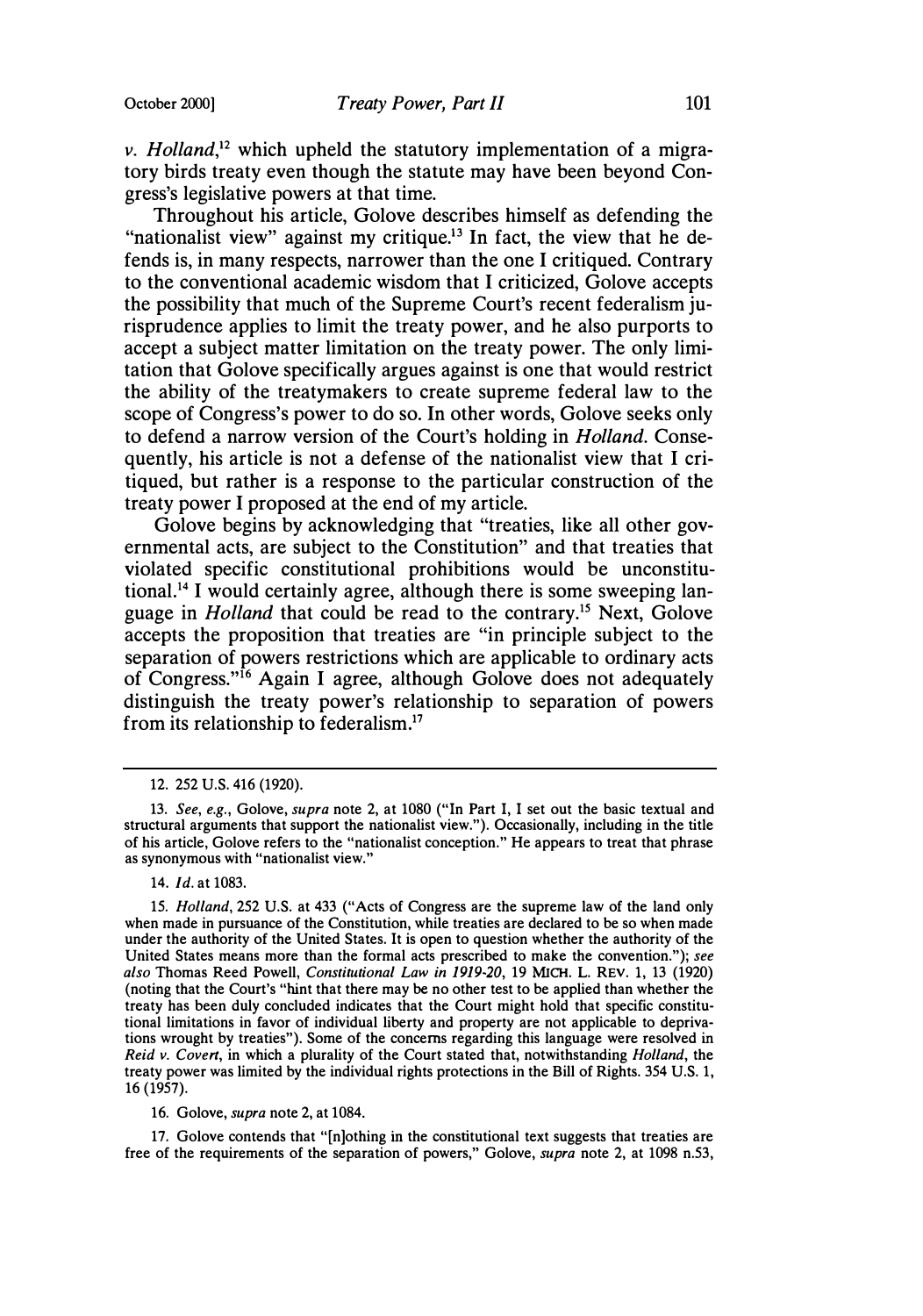*v. Holland*,[12] which upheld the statutory implementation of a migratory birds treaty even though the statute may have been beyond Congress's legislative powers at that time.

Throughout his article, Golove describes himself as defending the "nationalist view" against my critique.[13] In fact, the view that he defends is, in many respects, narrower than the one I critiqued. Contrary to the conventional academic wisdom that I criticized, Golove accepts the possibility that much of the Supreme Court's recent federalism jurisprudence applies to limit the treaty power, and he also purports to accept a subject matter limitation on the treaty power. The only limitation that Golove specifically argues against is one that would restrict the ability of the treatymakers to create supreme federal law to the scope of Congress's power to do so. In other words, Golove seeks only to defend a narrow version of the Court's holding in *Holland*. Consequently, his article is not a defense of the nationalist view that I critiqued, but rather is a response to the particular construction of the treaty power I proposed at the end of my article.

Golove begins by acknowledging that "treaties, like all other governmental acts, are subject to the Constitution" and that treaties that violated specific constitutional prohibitions would be unconstitutional.[14] I would certainly agree, although there is some sweeping language in *Holland* that could be read to the contrary.[15] Next, Golove accepts the proposition that treaties are "in principle subject to the separation of powers restrictions which are applicable to ordinary acts of Congress."[16] Again I agree, although Golove does not adequately distinguish the treaty power's relationship to separation of powers from its relationship to federalism.[17]

---

12. 252 U.S. 416 (1920).

13. *See, e.g.*, Golove, *supra* note 2, at 1080 ("In Part I, I set out the basic textual and structural arguments that support the nationalist view."). Occasionally, including in the title of his article, Golove refers to the "nationalist conception." He appears to treat that phrase as synonymous with "nationalist view."

14. *Id.* at 1083.

15. *Holland*, 252 U.S. at 433 ("Acts of Congress are the supreme law of the land only when made in pursuance of the Constitution, while treaties are declared to be so when made under the authority of the United States. It is open to question whether the authority of the United States means more than the formal acts prescribed to make the convention."); *see also* Thomas Reed Powell, *Constitutional Law in 1919-20*, 19 MICH. L. REV. 1, 13 (1920) (noting that the Court's "hint that there may be no other test to be applied than whether the treaty has been duly concluded indicates that the Court might hold that specific constitutional limitations in favor of individual liberty and property are not applicable to deprivations wrought by treaties"). Some of the concerns regarding this language were resolved in *Reid v. Covert*, in which a plurality of the Court stated that, notwithstanding *Holland*, the treaty power was limited by the individual rights protections in the Bill of Rights. 354 U.S. 1, 16 (1957).

16. Golove, *supra* note 2, at 1084.

17. Golove contends that "[n]othing in the constitutional text suggests that treaties are free of the requirements of the separation of powers," Golove, *supra* note 2, at 1098 n.53,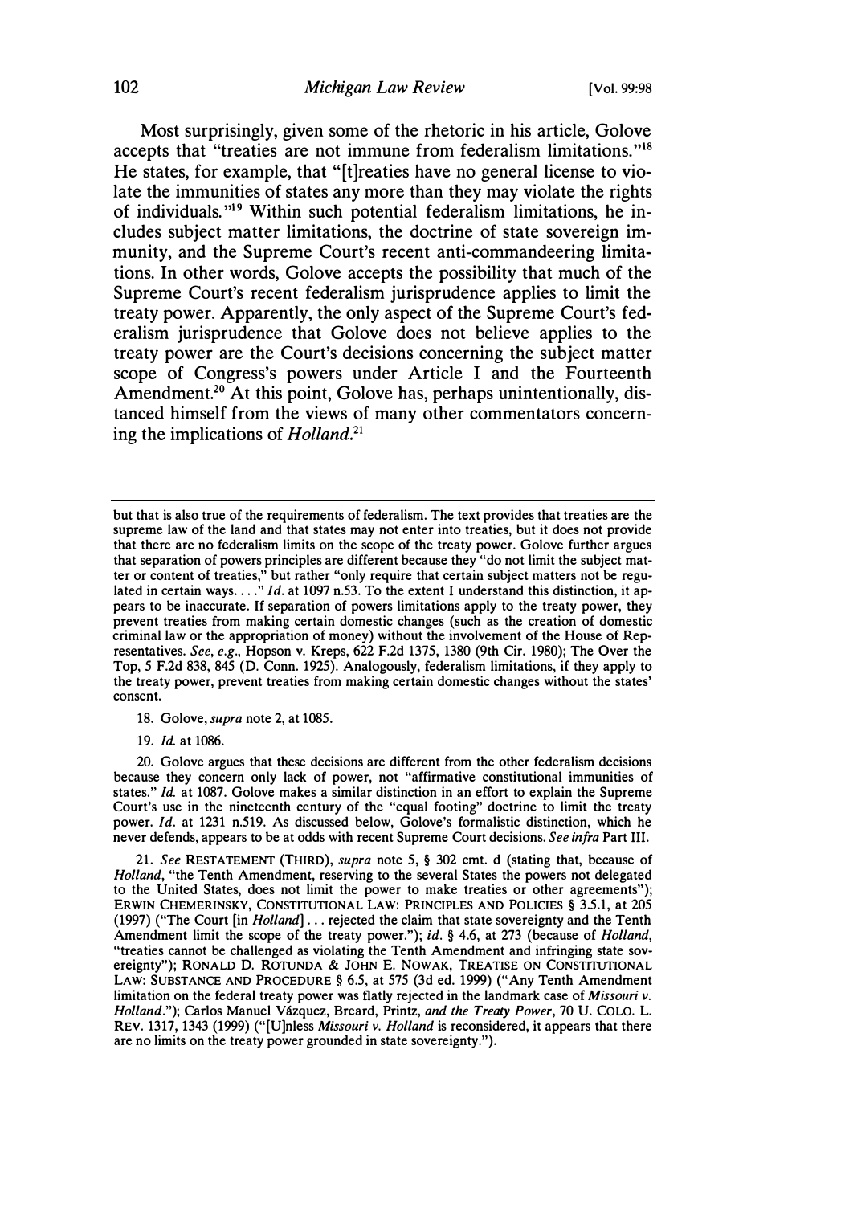Most surprisingly, given some of the rhetoric in his article, Golove accepts that "treaties are not immune from federalism limitations."[18] He states, for example, that "[t]reaties have no general license to violate the immunities of states any more than they may violate the rights of individuals."[19] Within such potential federalism limitations, he includes subject matter limitations, the doctrine of state sovereign immunity, and the Supreme Court's recent anti-commandeering limitations. In other words, Golove accepts the possibility that much of the Supreme Court's recent federalism jurisprudence applies to limit the treaty power. Apparently, the only aspect of the Supreme Court's federalism jurisprudence that Golove does not believe applies to the treaty power are the Court's decisions concerning the subject matter scope of Congress's powers under Article I and the Fourteenth Amendment.[20] At this point, Golove has, perhaps unintentionally, distanced himself from the views of many other commentators concerning the implications of *Holland*.[21]

---

but that is also true of the requirements of federalism. The text provides that treaties are the supreme law of the land and that states may not enter into treaties, but it does not provide that there are no federalism limits on the scope of the treaty power. Golove further argues that separation of powers principles are different because they "do not limit the subject matter or content of treaties," but rather "only require that certain subject matters not be regulated in certain ways. . . ." *Id.* at 1097 n.53. To the extent I understand this distinction, it appears to be inaccurate. If separation of powers limitations apply to the treaty power, they prevent treaties from making certain domestic changes (such as the creation of domestic criminal law or the appropriation of money) without the involvement of the House of Representatives. *See, e.g.*, Hopson v. Kreps, 622 F.2d 1375, 1380 (9th Cir. 1980); The Over the Top, 5 F.2d 838, 845 (D. Conn. 1925). Analogously, federalism limitations, if they apply to the treaty power, prevent treaties from making certain domestic changes without the states' consent.

18. Golove, *supra* note 2, at 1085.

19. *Id.* at 1086.

20. Golove argues that these decisions are different from the other federalism decisions because they concern only lack of power, not "affirmative constitutional immunities of states." *Id.* at 1087. Golove makes a similar distinction in an effort to explain the Supreme Court's use in the nineteenth century of the "equal footing" doctrine to limit the treaty power. *Id.* at 1231 n.519. As discussed below, Golove's formalistic distinction, which he never defends, appears to be at odds with recent Supreme Court decisions. *See infra* Part III.

21. *See* RESTATEMENT (THIRD), *supra* note 5, § 302 cmt. d (stating that, because of *Holland*, "the Tenth Amendment, reserving to the several States the powers not delegated to the United States, does not limit the power to make treaties or other agreements"); ERWIN CHEMERINSKY, CONSTITUTIONAL LAW: PRINCIPLES AND POLICIES § 3.5.1, at 205 (1997) ("The Court [in *Holland*] . . . rejected the claim that state sovereignty and the Tenth Amendment limit the scope of the treaty power."); *id.* § 4.6, at 273 (because of *Holland*, "treaties cannot be challenged as violating the Tenth Amendment and infringing state sovereignty"); RONALD D. ROTUNDA & JOHN E. NOWAK, TREATISE ON CONSTITUTIONAL LAW: SUBSTANCE AND PROCEDURE § 6.5, at 575 (3d ed. 1999) ("Any Tenth Amendment limitation on the federal treaty power was flatly rejected in the landmark case of *Missouri v. Holland*."); Carlos Manuel Vázquez, Breard, Printz, *and the Treaty Power*, 70 U. COLO. L. REV. 1317, 1343 (1999) ("[U]nless *Missouri v. Holland* is reconsidered, it appears that there are no limits on the treaty power grounded in state sovereignty.").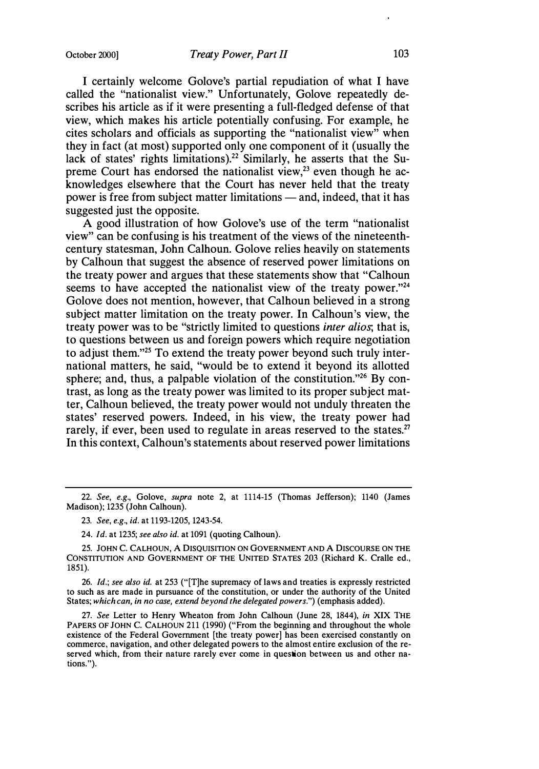I certainly welcome Golove's partial repudiation of what I have called the "nationalist view." Unfortunately, Golove repeatedly describes his article as if it were presenting a full-fledged defense of that view, which makes his article potentially confusing. For example, he cites scholars and officials as supporting the "nationalist view" when they in fact (at most) supported only one component of it (usually the lack of states' rights limitations).[22] Similarly, he asserts that the Supreme Court has endorsed the nationalist view,[23] even though he acknowledges elsewhere that the Court has never held that the treaty power is free from subject matter limitations — and, indeed, that it has suggested just the opposite.

A good illustration of how Golove's use of the term "nationalist view" can be confusing is his treatment of the views of the nineteenth-century statesman, John Calhoun. Golove relies heavily on statements by Calhoun that suggest the absence of reserved power limitations on the treaty power and argues that these statements show that "Calhoun seems to have accepted the nationalist view of the treaty power."[24] Golove does not mention, however, that Calhoun believed in a strong subject matter limitation on the treaty power. In Calhoun's view, the treaty power was to be "strictly limited to questions *inter alios*; that is, to questions between us and foreign powers which require negotiation to adjust them."[25] To extend the treaty power beyond such truly international matters, he said, "would be to extend it beyond its allotted sphere; and, thus, a palpable violation of the constitution."[26] By contrast, as long as the treaty power was limited to its proper subject matter, Calhoun believed, the treaty power would not unduly threaten the states' reserved powers. Indeed, in his view, the treaty power had rarely, if ever, been used to regulate in areas reserved to the states.[27] In this context, Calhoun's statements about reserved power limitations

---

22. *See, e.g.*, Golove, *supra* note 2, at 1114-15 (Thomas Jefferson); 1140 (James Madison); 1235 (John Calhoun).

23. *See, e.g.*, *id.* at 1193-1205, 1243-54.

24. *Id.* at 1235; *see also id.* at 1091 (quoting Calhoun).

25. JOHN C. CALHOUN, A DISQUISITION ON GOVERNMENT AND A DISCOURSE ON THE CONSTITUTION AND GOVERNMENT OF THE UNITED STATES 203 (Richard K. Cralle ed., 1851).

26. *Id.*; *see also id.* at 253 ("[T]he supremacy of laws and treaties is expressly restricted to such as are made in pursuance of the constitution, or under the authority of the United States; *which can, in no case, extend beyond the delegated powers*.") (emphasis added).

27. *See* Letter to Henry Wheaton from John Calhoun (June 28, 1844), *in* XIX THE PAPERS OF JOHN C. CALHOUN 211 (1990) ("From the beginning and throughout the whole existence of the Federal Government [the treaty power] has been exercised constantly on commerce, navigation, and other delegated powers to the almost entire exclusion of the reserved which, from their nature rarely ever come in question between us and other nations.").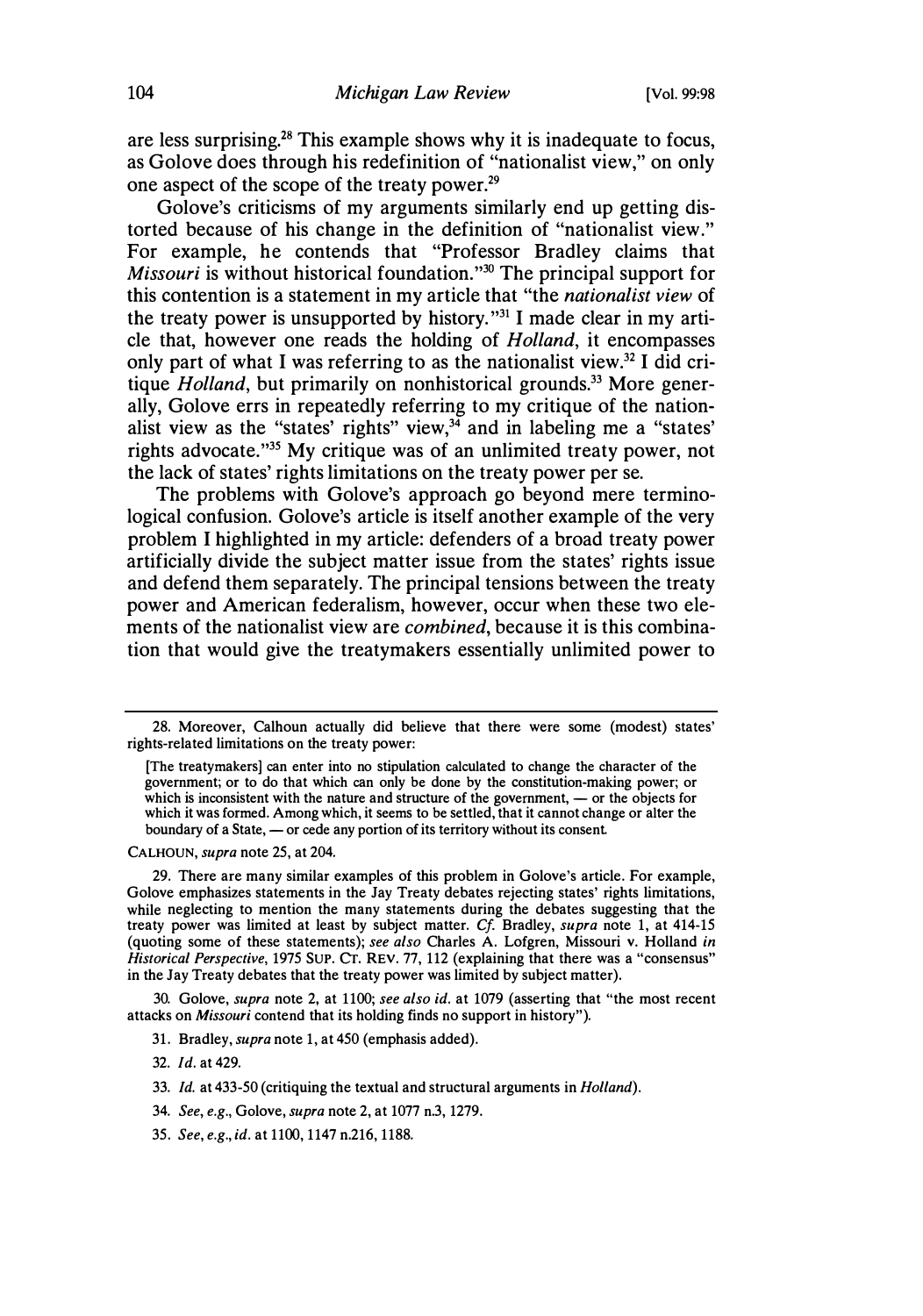are less surprising.[28] This example shows why it is inadequate to focus, as Golove does through his redefinition of "nationalist view," on only one aspect of the scope of the treaty power.[29]

Golove's criticisms of my arguments similarly end up getting distorted because of his change in the definition of "nationalist view." For example, he contends that "Professor Bradley claims that *Missouri* is without historical foundation."[30] The principal support for this contention is a statement in my article that "the *nationalist view* of the treaty power is unsupported by history."[31] I made clear in my article that, however one reads the holding of *Holland*, it encompasses only part of what I was referring to as the nationalist view.[32] I did critique *Holland*, but primarily on nonhistorical grounds.[33] More generally, Golove errs in repeatedly referring to my critique of the nationalist view as the "states' rights" view,[34] and in labeling me a "states' rights advocate."[35] My critique was of an unlimited treaty power, not the lack of states' rights limitations on the treaty power per se.

The problems with Golove's approach go beyond mere terminological confusion. Golove's article is itself another example of the very problem I highlighted in my article: defenders of a broad treaty power artificially divide the subject matter issue from the states' rights issue and defend them separately. The principal tensions between the treaty power and American federalism, however, occur when these two elements of the nationalist view are *combined*, because it is this combination that would give the treatymakers essentially unlimited power to

---

28. Moreover, Calhoun actually did believe that there were some (modest) states' rights-related limitations on the treaty power:

> [The treatymakers] can enter into no stipulation calculated to change the character of the government; or to do that which can only be done by the constitution-making power; or which is inconsistent with the nature and structure of the government, — or the objects for which it was formed. Among which, it seems to be settled, that it cannot change or alter the boundary of a State, — or cede any portion of its territory without its consent.

CALHOUN, *supra* note 25, at 204.

29. There are many similar examples of this problem in Golove's article. For example, Golove emphasizes statements in the Jay Treaty debates rejecting states' rights limitations, while neglecting to mention the many statements during the debates suggesting that the treaty power was limited at least by subject matter. *Cf.* Bradley, *supra* note 1, at 414-15 (quoting some of these statements); *see also* Charles A. Lofgren, Missouri v. Holland *in Historical Perspective*, 1975 SUP. CT. REV. 77, 112 (explaining that there was a "consensus" in the Jay Treaty debates that the treaty power was limited by subject matter).

30. Golove, *supra* note 2, at 1100; *see also id.* at 1079 (asserting that "the most recent attacks on *Missouri* contend that its holding finds no support in history").

31. Bradley, *supra* note 1, at 450 (emphasis added).

32. *Id.* at 429.

33. *Id.* at 433-50 (critiquing the textual and structural arguments in *Holland*).

34. *See, e.g.*, Golove, *supra* note 2, at 1077 n.3, 1279.

35. *See, e.g.*, *id.* at 1100, 1147 n.216, 1188.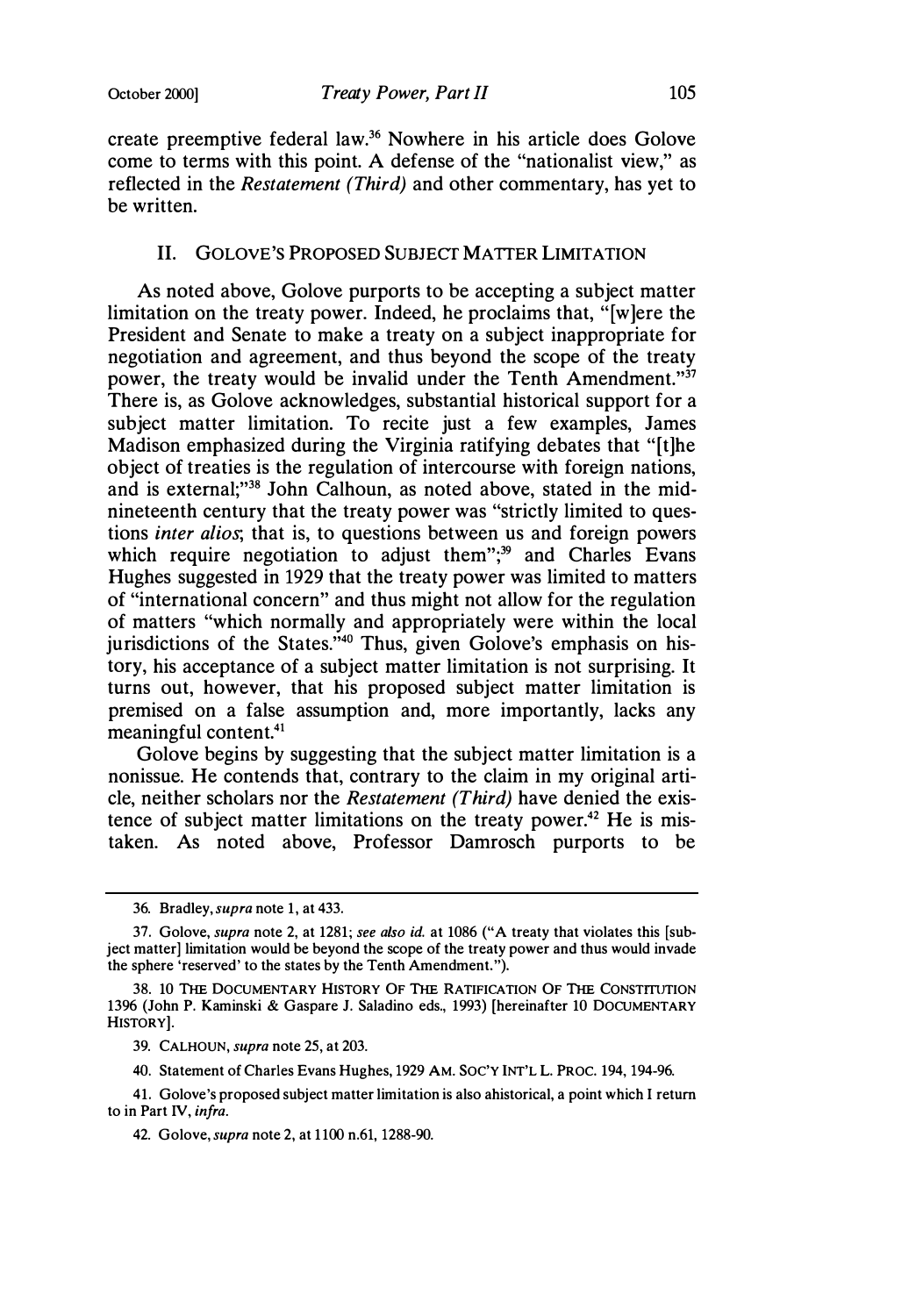create preemptive federal law.[36] Nowhere in his article does Golove come to terms with this point. A defense of the "nationalist view," as reflected in the *Restatement (Third)* and other commentary, has yet to be written.

## II. Golove's Proposed Subject Matter Limitation

As noted above, Golove purports to be accepting a subject matter limitation on the treaty power. Indeed, he proclaims that, "[w]ere the President and Senate to make a treaty on a subject inappropriate for negotiation and agreement, and thus beyond the scope of the treaty power, the treaty would be invalid under the Tenth Amendment."[37] There is, as Golove acknowledges, substantial historical support for a subject matter limitation. To recite just a few examples, James Madison emphasized during the Virginia ratifying debates that "[t]he object of treaties is the regulation of intercourse with foreign nations, and is external;"[38] John Calhoun, as noted above, stated in the mid-nineteenth century that the treaty power was "strictly limited to questions *inter alios*; that is, to questions between us and foreign powers which require negotiation to adjust them";[39] and Charles Evans Hughes suggested in 1929 that the treaty power was limited to matters of "international concern" and thus might not allow for the regulation of matters "which normally and appropriately were within the local jurisdictions of the States."[40] Thus, given Golove's emphasis on history, his acceptance of a subject matter limitation is not surprising. It turns out, however, that his proposed subject matter limitation is premised on a false assumption and, more importantly, lacks any meaningful content.[41]

Golove begins by suggesting that the subject matter limitation is a nonissue. He contends that, contrary to the claim in my original article, neither scholars nor the *Restatement (Third)* have denied the existence of subject matter limitations on the treaty power.[42] He is mistaken. As noted above, Professor Damrosch purports to be

---

36. Bradley, *supra* note 1, at 433.

37. Golove, *supra* note 2, at 1281; *see also id.* at 1086 ("A treaty that violates this [subject matter] limitation would be beyond the scope of the treaty power and thus would invade the sphere 'reserved' to the states by the Tenth Amendment.").

38. 10 The Documentary History Of The Ratification Of The Constitution 1396 (John P. Kaminski & Gaspare J. Saladino eds., 1993) [hereinafter 10 Documentary History].

39. Calhoun, *supra* note 25, at 203.

40. Statement of Charles Evans Hughes, 1929 Am. Soc'y Int'l L. Proc. 194, 194-96.

41. Golove's proposed subject matter limitation is also ahistorical, a point which I return to in Part IV, *infra*.

42. Golove, *supra* note 2, at 1100 n.61, 1288-90.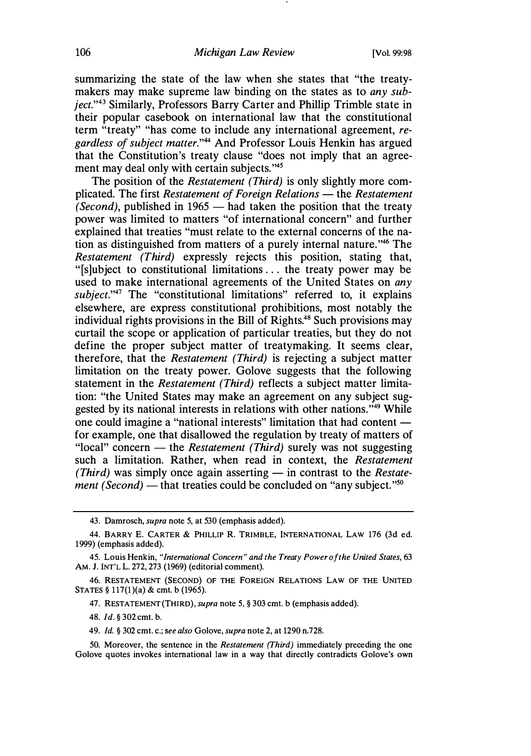summarizing the state of the law when she states that "the treaty-makers may make supreme law binding on the states as to *any subject*."[43] Similarly, Professors Barry Carter and Phillip Trimble state in their popular casebook on international law that the constitutional term "treaty" "has come to include any international agreement, *regardless of subject matter*."[44] And Professor Louis Henkin has argued that the Constitution's treaty clause "does not imply that an agreement may deal only with certain subjects."[45]

The position of the *Restatement (Third)* is only slightly more complicated. The first *Restatement of Foreign Relations* — the *Restatement (Second)*, published in 1965 — had taken the position that the treaty power was limited to matters "of international concern" and further explained that treaties "must relate to the external concerns of the nation as distinguished from matters of a purely internal nature."[46] The *Restatement (Third)* expressly rejects this position, stating that, "[s]ubject to constitutional limitations . . . the treaty power may be used to make international agreements of the United States on *any subject*."[47] The "constitutional limitations" referred to, it explains elsewhere, are express constitutional prohibitions, most notably the individual rights provisions in the Bill of Rights.[48] Such provisions may curtail the scope or application of particular treaties, but they do not define the proper subject matter of treatymaking. It seems clear, therefore, that the *Restatement (Third)* is rejecting a subject matter limitation on the treaty power. Golove suggests that the following statement in the *Restatement (Third)* reflects a subject matter limitation: "the United States may make an agreement on any subject suggested by its national interests in relations with other nations."[49] While one could imagine a "national interests" limitation that had content — for example, one that disallowed the regulation by treaty of matters of "local" concern — the *Restatement (Third)* surely was not suggesting such a limitation. Rather, when read in context, the *Restatement (Third)* was simply once again asserting — in contrast to the *Restatement (Second)* — that treaties could be concluded on "any subject."[50]

---

43. Damrosch, *supra* note 5, at 530 (emphasis added).

44. BARRY E. CARTER & PHILLIP R. TRIMBLE, INTERNATIONAL LAW 176 (3d ed. 1999) (emphasis added).

45. Louis Henkin, *"International Concern" and the Treaty Power of the United States*, 63 AM. J. INT'L L. 272, 273 (1969) (editorial comment).

46. RESTATEMENT (SECOND) OF THE FOREIGN RELATIONS LAW OF THE UNITED STATES § 117(1)(a) & cmt. b (1965).

47. RESTATEMENT (THIRD), *supra* note 5, § 303 cmt. b (emphasis added).

48. *Id.* § 302 cmt. b.

49. *Id.* § 302 cmt. c.; *see also* Golove, *supra* note 2, at 1290 n.728.

50. Moreover, the sentence in the *Restatement (Third)* immediately preceding the one Golove quotes invokes international law in a way that directly contradicts Golove's own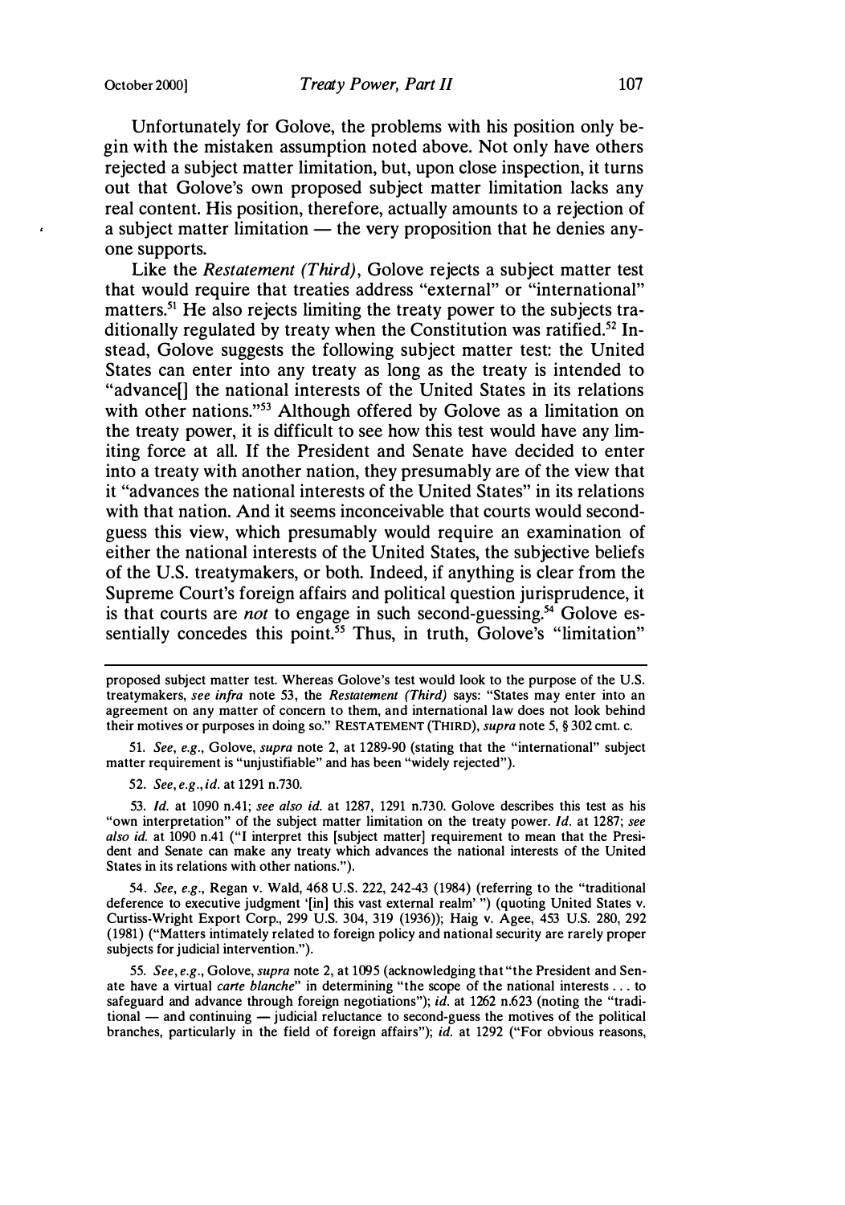Unfortunately for Golove, the problems with his position only begin with the mistaken assumption noted above. Not only have others rejected a subject matter limitation, but, upon close inspection, it turns out that Golove's own proposed subject matter limitation lacks any real content. His position, therefore, actually amounts to a rejection of a subject matter limitation — the very proposition that he denies anyone supports.

Like the *Restatement (Third)*, Golove rejects a subject matter test that would require that treaties address "external" or "international" matters.[51] He also rejects limiting the treaty power to the subjects traditionally regulated by treaty when the Constitution was ratified.[52] Instead, Golove suggests the following subject matter test: the United States can enter into any treaty as long as the treaty is intended to "advance[] the national interests of the United States in its relations with other nations."[53] Although offered by Golove as a limitation on the treaty power, it is difficult to see how this test would have any limiting force at all. If the President and Senate have decided to enter into a treaty with another nation, they presumably are of the view that it "advances the national interests of the United States" in its relations with that nation. And it seems inconceivable that courts would second-guess this view, which presumably would require an examination of either the national interests of the United States, the subjective beliefs of the U.S. treatymakers, or both. Indeed, if anything is clear from the Supreme Court's foreign affairs and political question jurisprudence, it is that courts are *not* to engage in such second-guessing.[54] Golove essentially concedes this point.[55] Thus, in truth, Golove's "limitation"

---

proposed subject matter test. Whereas Golove's test would look to the purpose of the U.S. treatymakers, *see infra* note 53, the *Restatement (Third)* says: "States may enter into an agreement on any matter of concern to them, and international law does not look behind their motives or purposes in doing so." RESTATEMENT (THIRD), *supra* note 5, § 302 cmt. c.

51. *See, e.g.*, Golove, *supra* note 2, at 1289-90 (stating that the "international" subject matter requirement is "unjustifiable" and has been "widely rejected").

52. *See, e.g.*, *id.* at 1291 n.730.

53. *Id.* at 1090 n.41; *see also id.* at 1287, 1291 n.730. Golove describes this test as his "own interpretation" of the subject matter limitation on the treaty power. *Id.* at 1287; *see also id.* at 1090 n.41 ("I interpret this [subject matter] requirement to mean that the President and Senate can make any treaty which advances the national interests of the United States in its relations with other nations.").

54. *See, e.g.*, Regan v. Wald, 468 U.S. 222, 242-43 (1984) (referring to the "traditional deference to executive judgment '[in] this vast external realm' ") (quoting United States v. Curtiss-Wright Export Corp., 299 U.S. 304, 319 (1936)); Haig v. Agee, 453 U.S. 280, 292 (1981) ("Matters intimately related to foreign policy and national security are rarely proper subjects for judicial intervention.").

55. *See, e.g.*, Golove, *supra* note 2, at 1095 (acknowledging that "the President and Senate have a virtual *carte blanche*" in determining "the scope of the national interests . . . to safeguard and advance through foreign negotiations"); *id.* at 1262 n.623 (noting the "traditional — and continuing — judicial reluctance to second-guess the motives of the political branches, particularly in the field of foreign affairs"); *id.* at 1292 ("For obvious reasons,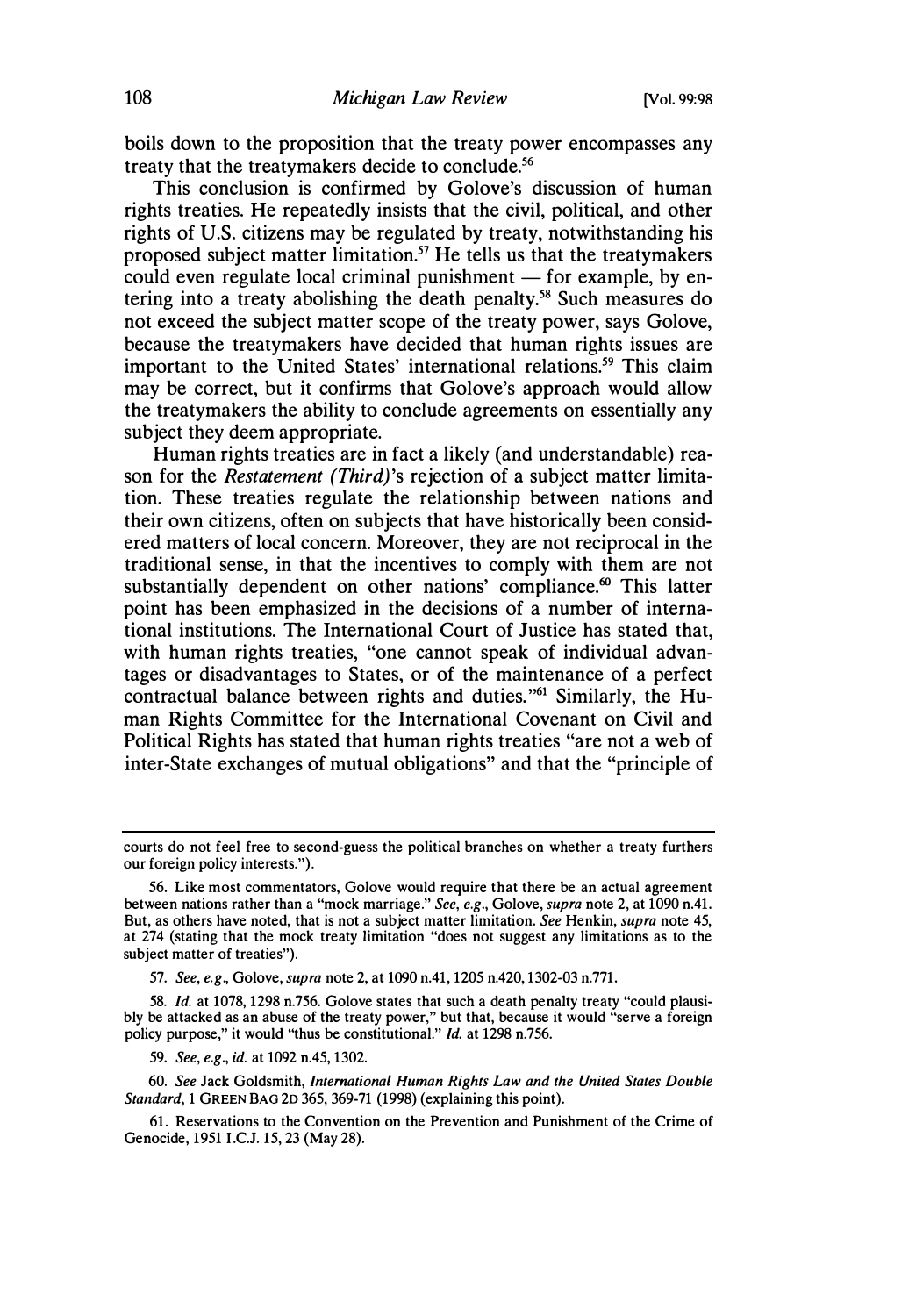boils down to the proposition that the treaty power encompasses any treaty that the treatymakers decide to conclude.[56]

This conclusion is confirmed by Golove's discussion of human rights treaties. He repeatedly insists that the civil, political, and other rights of U.S. citizens may be regulated by treaty, notwithstanding his proposed subject matter limitation.[57] He tells us that the treatymakers could even regulate local criminal punishment — for example, by entering into a treaty abolishing the death penalty.[58] Such measures do not exceed the subject matter scope of the treaty power, says Golove, because the treatymakers have decided that human rights issues are important to the United States' international relations.[59] This claim may be correct, but it confirms that Golove's approach would allow the treatymakers the ability to conclude agreements on essentially any subject they deem appropriate.

Human rights treaties are in fact a likely (and understandable) reason for the *Restatement (Third)*'s rejection of a subject matter limitation. These treaties regulate the relationship between nations and their own citizens, often on subjects that have historically been considered matters of local concern. Moreover, they are not reciprocal in the traditional sense, in that the incentives to comply with them are not substantially dependent on other nations' compliance.[60] This latter point has been emphasized in the decisions of a number of international institutions. The International Court of Justice has stated that, with human rights treaties, "one cannot speak of individual advantages or disadvantages to States, or of the maintenance of a perfect contractual balance between rights and duties."[61] Similarly, the Human Rights Committee for the International Covenant on Civil and Political Rights has stated that human rights treaties "are not a web of inter-State exchanges of mutual obligations" and that the "principle of

---

courts do not feel free to second-guess the political branches on whether a treaty furthers our foreign policy interests.").

56. Like most commentators, Golove would require that there be an actual agreement between nations rather than a "mock marriage." *See, e.g.*, Golove, *supra* note 2, at 1090 n.41. But, as others have noted, that is not a subject matter limitation. *See* Henkin, *supra* note 45, at 274 (stating that the mock treaty limitation "does not suggest any limitations as to the subject matter of treaties").

57. *See, e.g.*, Golove, *supra* note 2, at 1090 n.41, 1205 n.420, 1302-03 n.771.

58. *Id.* at 1078, 1298 n.756. Golove states that such a death penalty treaty "could plausibly be attacked as an abuse of the treaty power," but that, because it would "serve a foreign policy purpose," it would "thus be constitutional." *Id.* at 1298 n.756.

59. *See, e.g.*, *id.* at 1092 n.45, 1302.

60. *See* Jack Goldsmith, *International Human Rights Law and the United States Double Standard*, 1 GREEN BAG 2D 365, 369-71 (1998) (explaining this point).

61. Reservations to the Convention on the Prevention and Punishment of the Crime of Genocide, 1951 I.C.J. 15, 23 (May 28).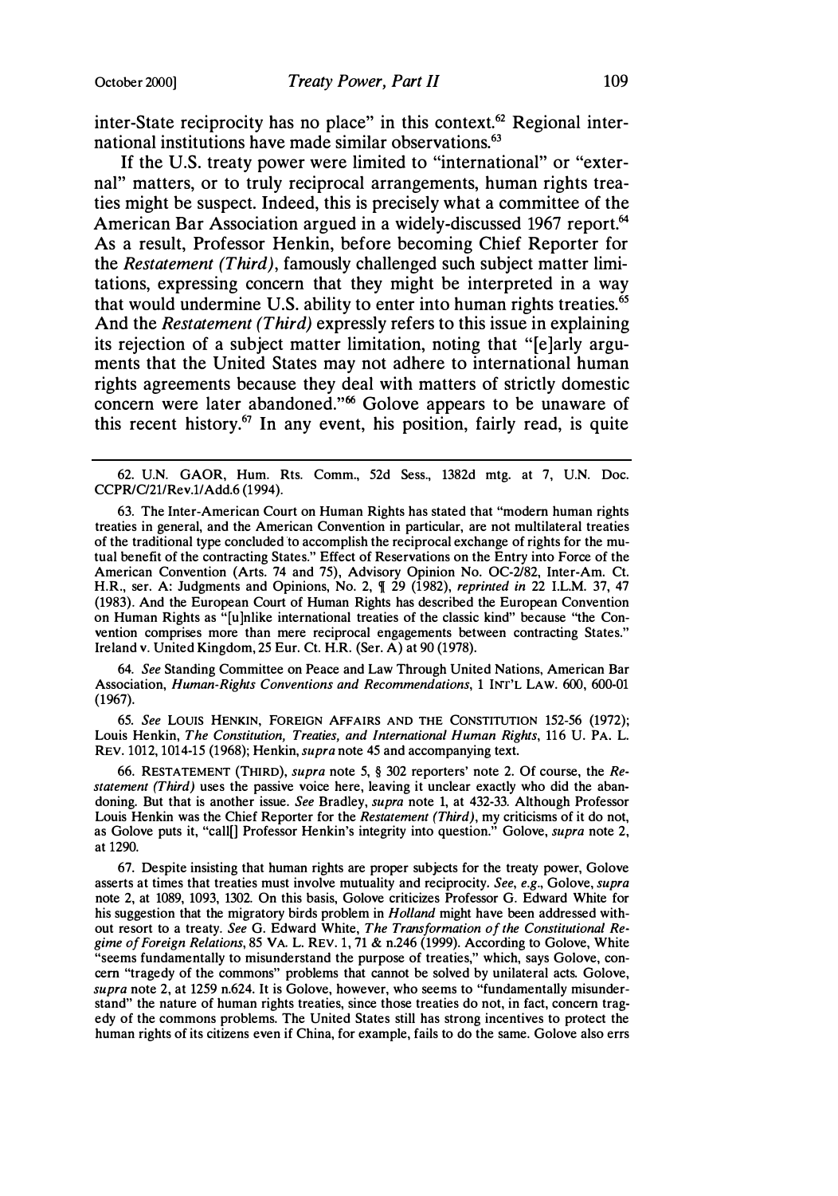inter-State reciprocity has no place" in this context.[62] Regional international institutions have made similar observations.[63]

If the U.S. treaty power were limited to "international" or "external" matters, or to truly reciprocal arrangements, human rights treaties might be suspect. Indeed, this is precisely what a committee of the American Bar Association argued in a widely-discussed 1967 report.[64] As a result, Professor Henkin, before becoming Chief Reporter for the *Restatement (Third)*, famously challenged such subject matter limitations, expressing concern that they might be interpreted in a way that would undermine U.S. ability to enter into human rights treaties.[65] And the *Restatement (Third)* expressly refers to this issue in explaining its rejection of a subject matter limitation, noting that "[e]arly arguments that the United States may not adhere to international human rights agreements because they deal with matters of strictly domestic concern were later abandoned."[66] Golove appears to be unaware of this recent history.[67] In any event, his position, fairly read, is quite

---

62. U.N. GAOR, Hum. Rts. Comm., 52d Sess., 1382d mtg. at 7, U.N. Doc. CCPR/C/21/Rev.1/Add.6 (1994).

63. The Inter-American Court on Human Rights has stated that "modern human rights treaties in general, and the American Convention in particular, are not multilateral treaties of the traditional type concluded to accomplish the reciprocal exchange of rights for the mutual benefit of the contracting States." Effect of Reservations on the Entry into Force of the American Convention (Arts. 74 and 75), Advisory Opinion No. OC-2/82, Inter-Am. Ct. H.R., ser. A: Judgments and Opinions, No. 2, ¶ 29 (1982), *reprinted in* 22 I.L.M. 37, 47 (1983). And the European Court of Human Rights has described the European Convention on Human Rights as "[u]nlike international treaties of the classic kind" because "the Convention comprises more than mere reciprocal engagements between contracting States." Ireland v. United Kingdom, 25 Eur. Ct. H.R. (Ser. A) at 90 (1978).

64. *See* Standing Committee on Peace and Law Through United Nations, American Bar Association, *Human-Rights Conventions and Recommendations*, 1 INT'L LAW. 600, 600-01 (1967).

65. *See* LOUIS HENKIN, FOREIGN AFFAIRS AND THE CONSTITUTION 152-56 (1972); Louis Henkin, *The Constitution, Treaties, and International Human Rights*, 116 U. PA. L. REV. 1012, 1014-15 (1968); Henkin, *supra* note 45 and accompanying text.

66. RESTATEMENT (THIRD), *supra* note 5, § 302 reporters' note 2. Of course, the *Restatement (Third)* uses the passive voice here, leaving it unclear exactly who did the abandoning. But that is another issue. *See* Bradley, *supra* note 1, at 432-33. Although Professor Louis Henkin was the Chief Reporter for the *Restatement (Third)*, my criticisms of it do not, as Golove puts it, "call[] Professor Henkin's integrity into question." Golove, *supra* note 2, at 1290.

67. Despite insisting that human rights are proper subjects for the treaty power, Golove asserts at times that treaties must involve mutuality and reciprocity. *See, e.g.*, Golove, *supra* note 2, at 1089, 1093, 1302. On this basis, Golove criticizes Professor G. Edward White for his suggestion that the migratory birds problem in *Holland* might have been addressed without resort to a treaty. *See* G. Edward White, *The Transformation of the Constitutional Regime of Foreign Relations*, 85 VA. L. REV. 1, 71 & n.246 (1999). According to Golove, White "seems fundamentally to misunderstand the purpose of treaties," which, says Golove, concern "tragedy of the commons" problems that cannot be solved by unilateral acts. Golove, *supra* note 2, at 1259 n.624. It is Golove, however, who seems to "fundamentally misunderstand" the nature of human rights treaties, since those treaties do not, in fact, concern tragedy of the commons problems. The United States still has strong incentives to protect the human rights of its citizens even if China, for example, fails to do the same. Golove also errs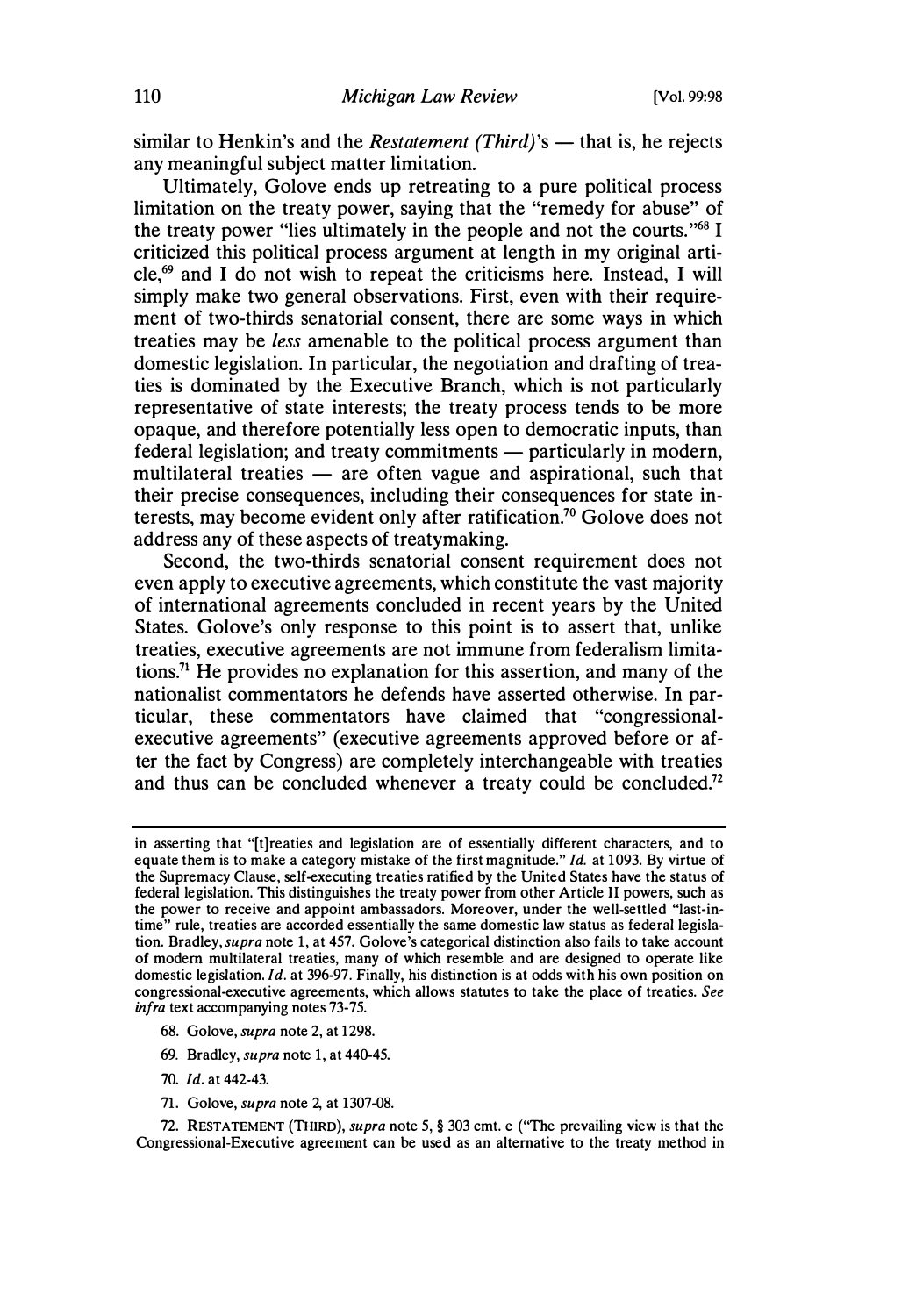similar to Henkin's and the *Restatement (Third)*'s — that is, he rejects any meaningful subject matter limitation.

Ultimately, Golove ends up retreating to a pure political process limitation on the treaty power, saying that the "remedy for abuse" of the treaty power "lies ultimately in the people and not the courts."[68] I criticized this political process argument at length in my original article,[69] and I do not wish to repeat the criticisms here. Instead, I will simply make two general observations. First, even with their requirement of two-thirds senatorial consent, there are some ways in which treaties may be *less* amenable to the political process argument than domestic legislation. In particular, the negotiation and drafting of treaties is dominated by the Executive Branch, which is not particularly representative of state interests; the treaty process tends to be more opaque, and therefore potentially less open to democratic inputs, than federal legislation; and treaty commitments — particularly in modern, multilateral treaties — are often vague and aspirational, such that their precise consequences, including their consequences for state interests, may become evident only after ratification.[70] Golove does not address any of these aspects of treatymaking.

Second, the two-thirds senatorial consent requirement does not even apply to executive agreements, which constitute the vast majority of international agreements concluded in recent years by the United States. Golove's only response to this point is to assert that, unlike treaties, executive agreements are not immune from federalism limitations.[71] He provides no explanation for this assertion, and many of the nationalist commentators he defends have asserted otherwise. In particular, these commentators have claimed that "congressional-executive agreements" (executive agreements approved before or after the fact by Congress) are completely interchangeable with treaties and thus can be concluded whenever a treaty could be concluded.[72]

---

in asserting that "[t]reaties and legislation are of essentially different characters, and to equate them is to make a category mistake of the first magnitude." *Id.* at 1093. By virtue of the Supremacy Clause, self-executing treaties ratified by the United States have the status of federal legislation. This distinguishes the treaty power from other Article II powers, such as the power to receive and appoint ambassadors. Moreover, under the well-settled "last-in-time" rule, treaties are accorded essentially the same domestic law status as federal legislation. Bradley, *supra* note 1, at 457. Golove's categorical distinction also fails to take account of modern multilateral treaties, many of which resemble and are designed to operate like domestic legislation. *Id.* at 396-97. Finally, his distinction is at odds with his own position on congressional-executive agreements, which allows statutes to take the place of treaties. *See infra* text accompanying notes 73-75.

68. Golove, *supra* note 2, at 1298.

69. Bradley, *supra* note 1, at 440-45.

70. *Id.* at 442-43.

71. Golove, *supra* note 2, at 1307-08.

72. RESTATEMENT (THIRD), *supra* note 5, § 303 cmt. e ("The prevailing view is that the Congressional-Executive agreement can be used as an alternative to the treaty method in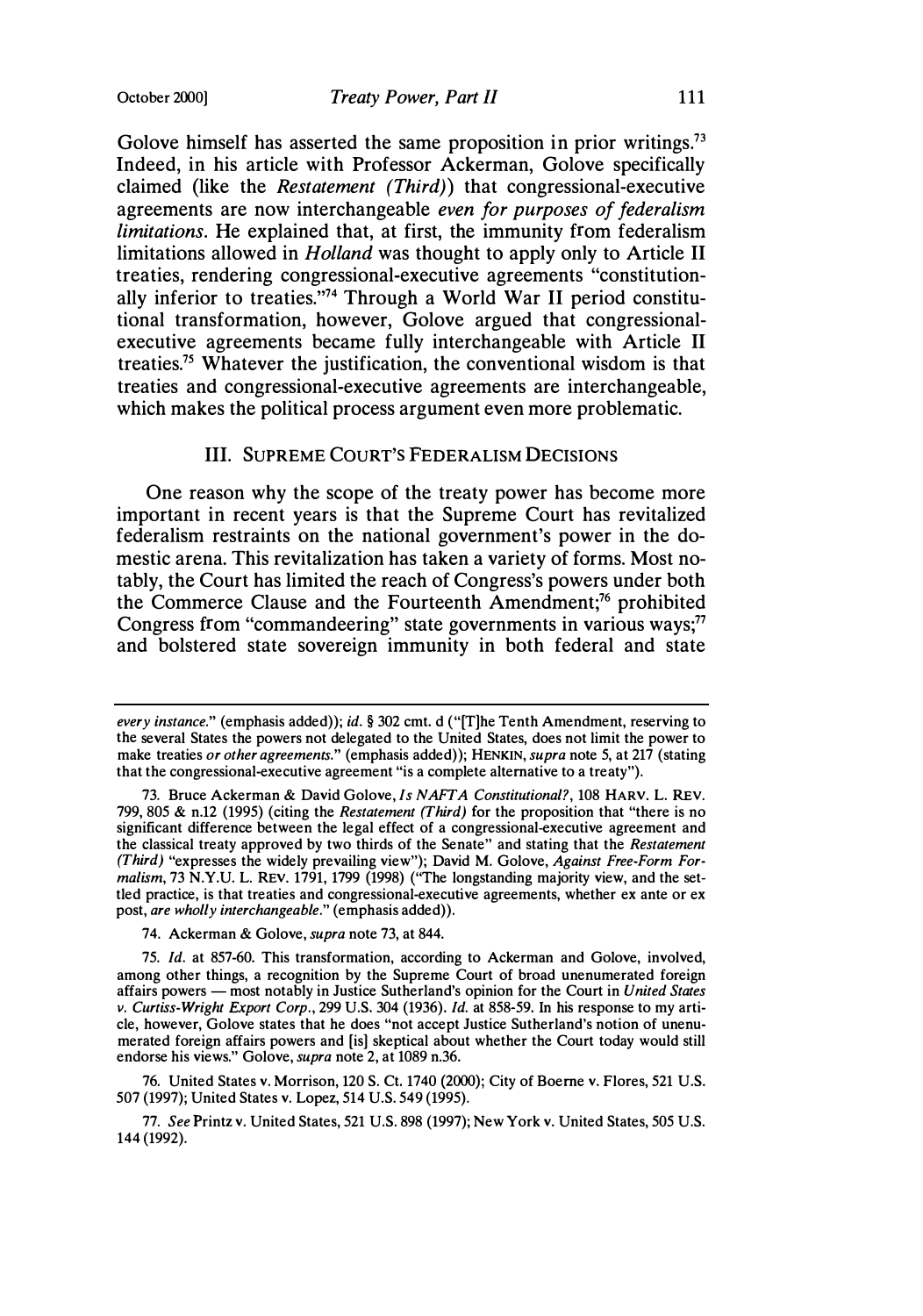Golove himself has asserted the same proposition in prior writings.[73] Indeed, in his article with Professor Ackerman, Golove specifically claimed (like the *Restatement (Third)*) that congressional-executive agreements are now interchangeable *even for purposes of federalism limitations*. He explained that, at first, the immunity from federalism limitations allowed in *Holland* was thought to apply only to Article II treaties, rendering congressional-executive agreements "constitutionally inferior to treaties."[74] Through a World War II period constitutional transformation, however, Golove argued that congressional-executive agreements became fully interchangeable with Article II treaties.[75] Whatever the justification, the conventional wisdom is that treaties and congressional-executive agreements are interchangeable, which makes the political process argument even more problematic.

### III. SUPREME COURT'S FEDERALISM DECISIONS

One reason why the scope of the treaty power has become more important in recent years is that the Supreme Court has revitalized federalism restraints on the national government's power in the domestic arena. This revitalization has taken a variety of forms. Most notably, the Court has limited the reach of Congress's powers under both the Commerce Clause and the Fourteenth Amendment;[76] prohibited Congress from "commandeering" state governments in various ways;[77] and bolstered state sovereign immunity in both federal and state

---

*every instance*." (emphasis added)); *id.* § 302 cmt. d ("[T]he Tenth Amendment, reserving to the several States the powers not delegated to the United States, does not limit the power to make treaties *or other agreements*." (emphasis added)); HENKIN, *supra* note 5, at 217 (stating that the congressional-executive agreement "is a complete alternative to a treaty").

73. Bruce Ackerman & David Golove, *Is NAFTA Constitutional?*, 108 HARV. L. REV. 799, 805 & n.12 (1995) (citing the *Restatement (Third)* for the proposition that "there is no significant difference between the legal effect of a congressional-executive agreement and the classical treaty approved by two thirds of the Senate" and stating that the *Restatement (Third)* "expresses the widely prevailing view"); David M. Golove, *Against Free-Form Formalism*, 73 N.Y.U. L. REV. 1791, 1799 (1998) ("The longstanding majority view, and the settled practice, is that treaties and congressional-executive agreements, whether ex ante or ex post, *are wholly interchangeable*." (emphasis added)).

74. Ackerman & Golove, *supra* note 73, at 844.

75. *Id.* at 857-60. This transformation, according to Ackerman and Golove, involved, among other things, a recognition by the Supreme Court of broad unenumerated foreign affairs powers — most notably in Justice Sutherland's opinion for the Court in *United States v. Curtiss-Wright Export Corp.*, 299 U.S. 304 (1936). *Id.* at 858-59. In his response to my article, however, Golove states that he does "not accept Justice Sutherland's notion of unenumerated foreign affairs powers and [is] skeptical about whether the Court today would still endorse his views." Golove, *supra* note 2, at 1089 n.36.

76. United States v. Morrison, 120 S. Ct. 1740 (2000); City of Boerne v. Flores, 521 U.S. 507 (1997); United States v. Lopez, 514 U.S. 549 (1995).

77. *See* Printz v. United States, 521 U.S. 898 (1997); New York v. United States, 505 U.S. 144 (1992).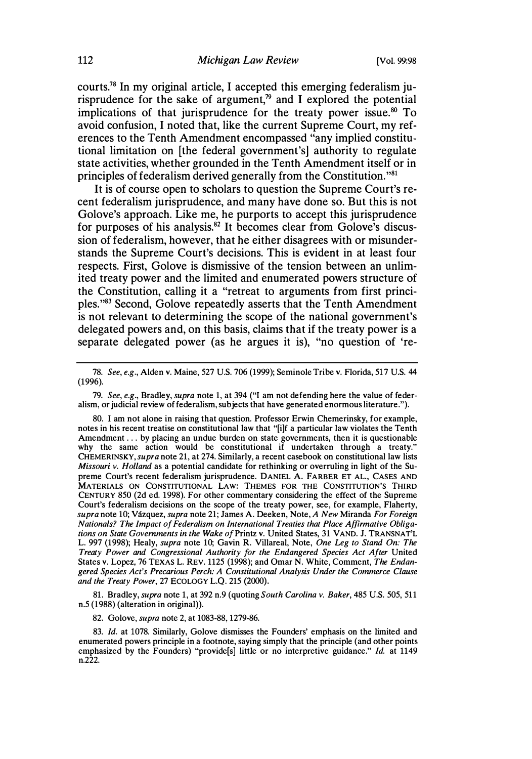courts.[78] In my original article, I accepted this emerging federalism jurisprudence for the sake of argument,[79] and I explored the potential implications of that jurisprudence for the treaty power issue.[80] To avoid confusion, I noted that, like the current Supreme Court, my references to the Tenth Amendment encompassed "any implied constitutional limitation on [the federal government's] authority to regulate state activities, whether grounded in the Tenth Amendment itself or in principles of federalism derived generally from the Constitution."[81]

It is of course open to scholars to question the Supreme Court's recent federalism jurisprudence, and many have done so. But this is not Golove's approach. Like me, he purports to accept this jurisprudence for purposes of his analysis.[82] It becomes clear from Golove's discussion of federalism, however, that he either disagrees with or misunderstands the Supreme Court's decisions. This is evident in at least four respects. First, Golove is dismissive of the tension between an unlimited treaty power and the limited and enumerated powers structure of the Constitution, calling it a "retreat to arguments from first principles."[83] Second, Golove repeatedly asserts that the Tenth Amendment is not relevant to determining the scope of the national government's delegated powers and, on this basis, claims that if the treaty power is a separate delegated power (as he argues it is), "no question of 're-

---

78. *See, e.g.*, Alden v. Maine, 527 U.S. 706 (1999); Seminole Tribe v. Florida, 517 U.S. 44 (1996).

79. *See, e.g.*, Bradley, *supra* note 1, at 394 ("I am not defending here the value of federalism, or judicial review of federalism, subjects that have generated enormous literature.").

80. I am not alone in raising that question. Professor Erwin Chemerinsky, for example, notes in his recent treatise on constitutional law that "[i]f a particular law violates the Tenth Amendment . . . by placing an undue burden on state governments, then it is questionable why the same action would be constitutional if undertaken through a treaty." CHEMERINSKY, *supra* note 21, at 274. Similarly, a recent casebook on constitutional law lists *Missouri v. Holland* as a potential candidate for rethinking or overruling in light of the Supreme Court's recent federalism jurisprudence. DANIEL A. FARBER ET AL., CASES AND MATERIALS ON CONSTITUTIONAL LAW: THEMES FOR THE CONSTITUTION'S THIRD CENTURY 850 (2d ed. 1998). For other commentary considering the effect of the Supreme Court's federalism decisions on the scope of the treaty power, see, for example, Flaherty, *supra* note 10; Vázquez, *supra* note 21; James A. Deeken, Note, *A New* Miranda *For Foreign Nationals? The Impact of Federalism on International Treaties that Place Affirmative Obligations on State Governments in the Wake of* Printz v. United States, 31 VAND. J. TRANSNAT'L L. 997 (1998); Healy, *supra* note 10; Gavin R. Villareal, Note, *One Leg to Stand On: The Treaty Power and Congressional Authority for the Endangered Species Act After* United States v. Lopez, 76 TEXAS L. REV. 1125 (1998); and Omar N. White, Comment, *The Endangered Species Act's Precarious Perch: A Constitutional Analysis Under the Commerce Clause and the Treaty Power*, 27 ECOLOGY L.Q. 215 (2000).

81. Bradley, *supra* note 1, at 392 n.9 (quoting *South Carolina v. Baker*, 485 U.S. 505, 511 n.5 (1988) (alteration in original)).

82. Golove, *supra* note 2, at 1083-88, 1279-86.

83. *Id.* at 1078. Similarly, Golove dismisses the Founders' emphasis on the limited and enumerated powers principle in a footnote, saying simply that the principle (and other points emphasized by the Founders) "provide[s] little or no interpretive guidance." *Id.* at 1149 n.222.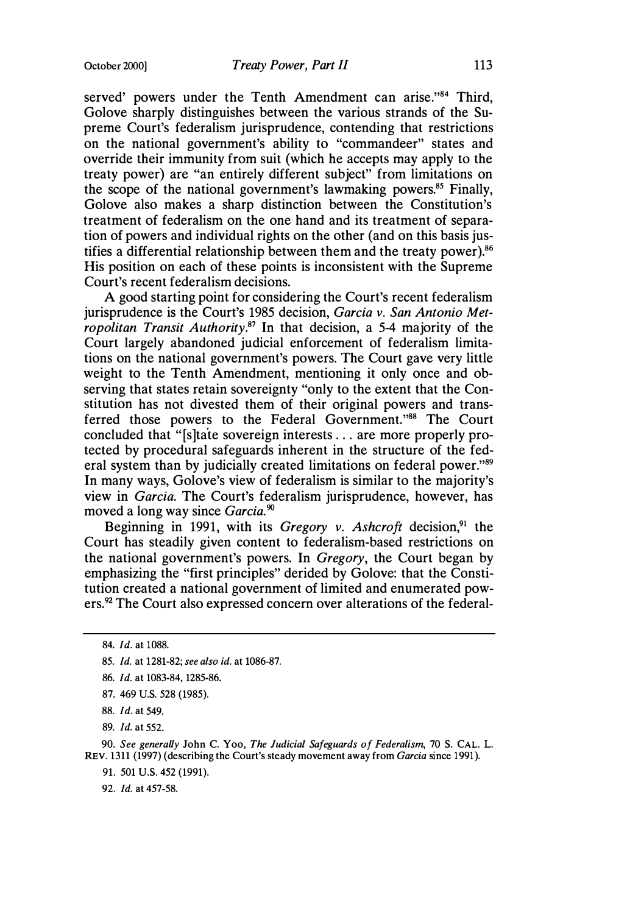served' powers under the Tenth Amendment can arise."[84] Third, Golove sharply distinguishes between the various strands of the Supreme Court's federalism jurisprudence, contending that restrictions on the national government's ability to "commandeer" states and override their immunity from suit (which he accepts may apply to the treaty power) are "an entirely different subject" from limitations on the scope of the national government's lawmaking powers.[85] Finally, Golove also makes a sharp distinction between the Constitution's treatment of federalism on the one hand and its treatment of separation of powers and individual rights on the other (and on this basis justifies a differential relationship between them and the treaty power).[86] His position on each of these points is inconsistent with the Supreme Court's recent federalism decisions.

A good starting point for considering the Court's recent federalism jurisprudence is the Court's 1985 decision, *Garcia v. San Antonio Metropolitan Transit Authority*.[87] In that decision, a 5-4 majority of the Court largely abandoned judicial enforcement of federalism limitations on the national government's powers. The Court gave very little weight to the Tenth Amendment, mentioning it only once and observing that states retain sovereignty "only to the extent that the Constitution has not divested them of their original powers and transferred those powers to the Federal Government."[88] The Court concluded that "[s]tate sovereign interests . . . are more properly protected by procedural safeguards inherent in the structure of the federal system than by judicially created limitations on federal power."[89] In many ways, Golove's view of federalism is similar to the majority's view in *Garcia*. The Court's federalism jurisprudence, however, has moved a long way since *Garcia*.[90]

Beginning in 1991, with its *Gregory v. Ashcroft* decision,[91] the Court has steadily given content to federalism-based restrictions on the national government's powers. In *Gregory*, the Court began by emphasizing the "first principles" derided by Golove: that the Constitution created a national government of limited and enumerated powers.[92] The Court also expressed concern over alterations of the federal-

---

84. *Id.* at 1088.

85. *Id.* at 1281-82; *see also id.* at 1086-87.

86. *Id.* at 1083-84, 1285-86.

87. 469 U.S. 528 (1985).

88. *Id.* at 549.

89. *Id.* at 552.

90. *See generally* John C. Yoo, *The Judicial Safeguards of Federalism*, 70 S. CAL. L. REV. 1311 (1997) (describing the Court's steady movement away from *Garcia* since 1991).

91. 501 U.S. 452 (1991).

92. *Id.* at 457-58.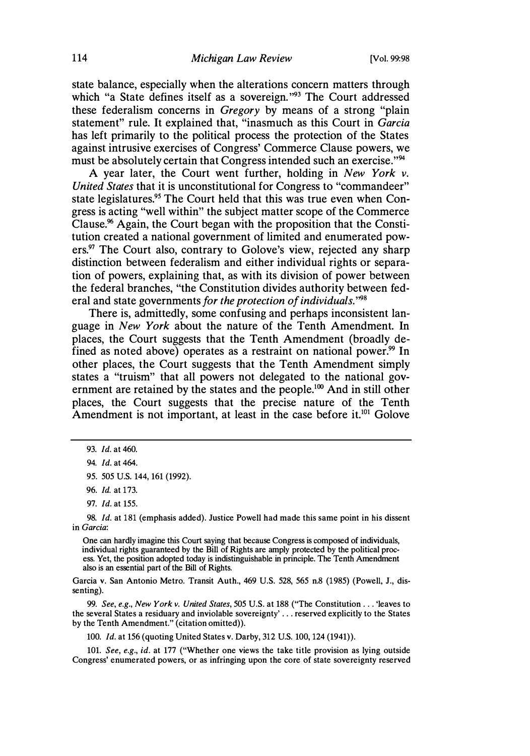state balance, especially when the alterations concern matters through which "a State defines itself as a sovereign."[93] The Court addressed these federalism concerns in *Gregory* by means of a strong "plain statement" rule. It explained that, "inasmuch as this Court in *Garcia* has left primarily to the political process the protection of the States against intrusive exercises of Congress' Commerce Clause powers, we must be absolutely certain that Congress intended such an exercise."[94]

A year later, the Court went further, holding in *New York v. United States* that it is unconstitutional for Congress to "commandeer" state legislatures.[95] The Court held that this was true even when Congress is acting "well within" the subject matter scope of the Commerce Clause.[96] Again, the Court began with the proposition that the Constitution created a national government of limited and enumerated powers.[97] The Court also, contrary to Golove's view, rejected any sharp distinction between federalism and either individual rights or separation of powers, explaining that, as with its division of power between the federal branches, "the Constitution divides authority between federal and state governments *for the protection of individuals*."[98]

There is, admittedly, some confusing and perhaps inconsistent language in *New York* about the nature of the Tenth Amendment. In places, the Court suggests that the Tenth Amendment (broadly defined as noted above) operates as a restraint on national power.[99] In other places, the Court suggests that the Tenth Amendment simply states a "truism" that all powers not delegated to the national government are retained by the states and the people.[100] And in still other places, the Court suggests that the precise nature of the Tenth Amendment is not important, at least in the case before it.[101] Golove

---

93. *Id.* at 460.

94. *Id.* at 464.

95. 505 U.S. 144, 161 (1992).

96. *Id.* at 173.

97. *Id.* at 155.

98. *Id.* at 181 (emphasis added). Justice Powell had made this same point in his dissent in *Garcia*:

> One can hardly imagine this Court saying that because Congress is composed of individuals, individual rights guaranteed by the Bill of Rights are amply protected by the political process. Yet, the position adopted today is indistinguishable in principle. The Tenth Amendment also is an essential part of the Bill of Rights.

Garcia v. San Antonio Metro. Transit Auth., 469 U.S. 528, 565 n.8 (1985) (Powell, J., dissenting).

99. *See, e.g., New York v. United States*, 505 U.S. at 188 ("The Constitution . . . 'leaves to the several States a residuary and inviolable sovereignty' . . . reserved explicitly to the States by the Tenth Amendment." (citation omitted)).

100. *Id.* at 156 (quoting United States v. Darby, 312 U.S. 100, 124 (1941)).

101. *See, e.g., id.* at 177 ("Whether one views the take title provision as lying outside Congress' enumerated powers, or as infringing upon the core of state sovereignty reserved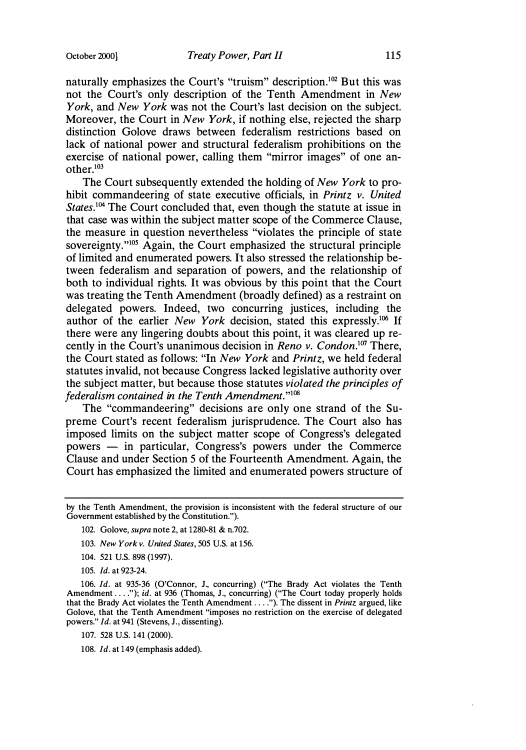naturally emphasizes the Court's "truism" description.[102] But this was not the Court's only description of the Tenth Amendment in *New York*, and *New York* was not the Court's last decision on the subject. Moreover, the Court in *New York*, if nothing else, rejected the sharp distinction Golove draws between federalism restrictions based on lack of national power and structural federalism prohibitions on the exercise of national power, calling them "mirror images" of one another.[103]

The Court subsequently extended the holding of *New York* to prohibit commandeering of state executive officials, in *Printz v. United States*.[104] The Court concluded that, even though the statute at issue in that case was within the subject matter scope of the Commerce Clause, the measure in question nevertheless "violates the principle of state sovereignty."[105] Again, the Court emphasized the structural principle of limited and enumerated powers. It also stressed the relationship between federalism and separation of powers, and the relationship of both to individual rights. It was obvious by this point that the Court was treating the Tenth Amendment (broadly defined) as a restraint on delegated powers. Indeed, two concurring justices, including the author of the earlier *New York* decision, stated this expressly.[106] If there were any lingering doubts about this point, it was cleared up recently in the Court's unanimous decision in *Reno v. Condon*.[107] There, the Court stated as follows: "In *New York* and *Printz*, we held federal statutes invalid, not because Congress lacked legislative authority over the subject matter, but because those statutes *violated the principles of federalism contained in the Tenth Amendment*."[108]

The "commandeering" decisions are only one strand of the Supreme Court's recent federalism jurisprudence. The Court also has imposed limits on the subject matter scope of Congress's delegated powers — in particular, Congress's powers under the Commerce Clause and under Section 5 of the Fourteenth Amendment. Again, the Court has emphasized the limited and enumerated powers structure of

---

by the Tenth Amendment, the provision is inconsistent with the federal structure of our Government established by the Constitution.").

102. Golove, *supra* note 2, at 1280-81 & n.702.

103. *New York v. United States*, 505 U.S. at 156.

104. 521 U.S. 898 (1997).

105. *Id.* at 923-24.

106. *Id.* at 935-36 (O'Connor, J., concurring) ("The Brady Act violates the Tenth Amendment . . . ."); *id.* at 936 (Thomas, J., concurring) ("The Court today properly holds that the Brady Act violates the Tenth Amendment . . . ."). The dissent in *Printz* argued, like Golove, that the Tenth Amendment "imposes no restriction on the exercise of delegated powers." *Id.* at 941 (Stevens, J., dissenting).

107. 528 U.S. 141 (2000).

108. *Id.* at 149 (emphasis added).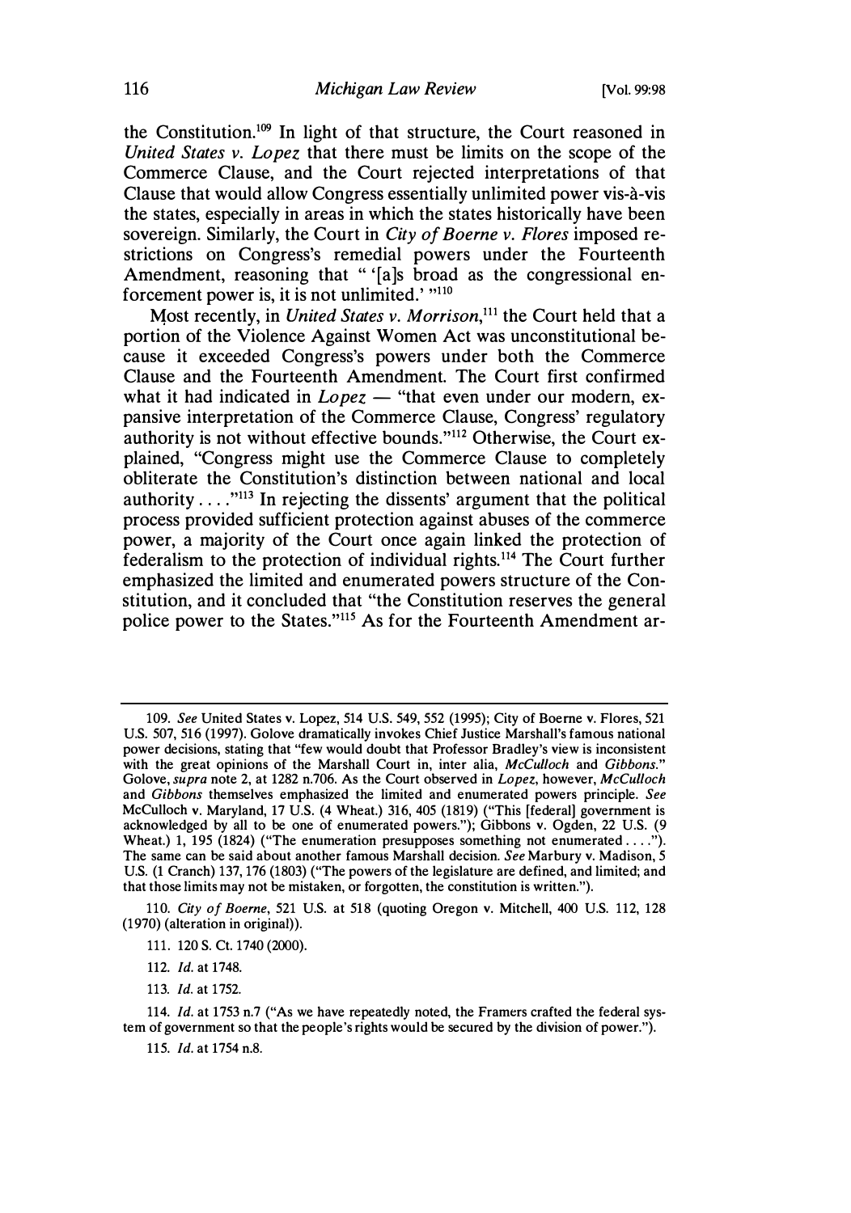the Constitution.[109] In light of that structure, the Court reasoned in *United States v. Lopez* that there must be limits on the scope of the Commerce Clause, and the Court rejected interpretations of that Clause that would allow Congress essentially unlimited power vis-à-vis the states, especially in areas in which the states historically have been sovereign. Similarly, the Court in *City of Boerne v. Flores* imposed restrictions on Congress's remedial powers under the Fourteenth Amendment, reasoning that " '[a]s broad as the congressional enforcement power is, it is not unlimited.' "[110]

Most recently, in *United States v. Morrison*,[111] the Court held that a portion of the Violence Against Women Act was unconstitutional because it exceeded Congress's powers under both the Commerce Clause and the Fourteenth Amendment. The Court first confirmed what it had indicated in *Lopez* — "that even under our modern, expansive interpretation of the Commerce Clause, Congress' regulatory authority is not without effective bounds."[112] Otherwise, the Court explained, "Congress might use the Commerce Clause to completely obliterate the Constitution's distinction between national and local authority . . . ."[113] In rejecting the dissents' argument that the political process provided sufficient protection against abuses of the commerce power, a majority of the Court once again linked the protection of federalism to the protection of individual rights.[114] The Court further emphasized the limited and enumerated powers structure of the Constitution, and it concluded that "the Constitution reserves the general police power to the States."[115] As for the Fourteenth Amendment ar-

---

109. *See* United States v. Lopez, 514 U.S. 549, 552 (1995); City of Boerne v. Flores, 521 U.S. 507, 516 (1997). Golove dramatically invokes Chief Justice Marshall's famous national power decisions, stating that "few would doubt that Professor Bradley's view is inconsistent with the great opinions of the Marshall Court in, inter alia, *McCulloch* and *Gibbons*." Golove, *supra* note 2, at 1282 n.706. As the Court observed in *Lopez*, however, *McCulloch* and *Gibbons* themselves emphasized the limited and enumerated powers principle. *See* McCulloch v. Maryland, 17 U.S. (4 Wheat.) 316, 405 (1819) ("This [federal] government is acknowledged by all to be one of enumerated powers."); Gibbons v. Ogden, 22 U.S. (9 Wheat.) 1, 195 (1824) ("The enumeration presupposes something not enumerated . . . ."). The same can be said about another famous Marshall decision. *See* Marbury v. Madison, 5 U.S. (1 Cranch) 137, 176 (1803) ("The powers of the legislature are defined, and limited; and that those limits may not be mistaken, or forgotten, the constitution is written.").

110. *City of Boerne*, 521 U.S. at 518 (quoting Oregon v. Mitchell, 400 U.S. 112, 128 (1970) (alteration in original)).

111. 120 S. Ct. 1740 (2000).

112. *Id.* at 1748.

113. *Id.* at 1752.

114. *Id.* at 1753 n.7 ("As we have repeatedly noted, the Framers crafted the federal system of government so that the people's rights would be secured by the division of power.").

115. *Id.* at 1754 n.8.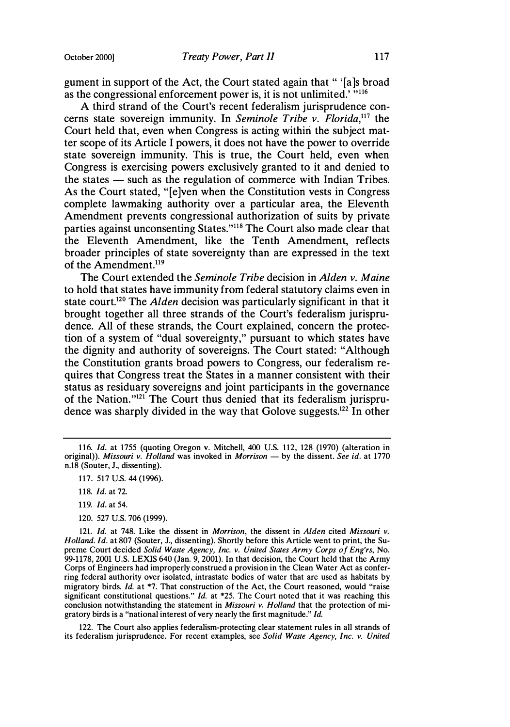gument in support of the Act, the Court stated again that " '[a]s broad as the congressional enforcement power is, it is not unlimited.' "[116]

A third strand of the Court's recent federalism jurisprudence concerns state sovereign immunity. In *Seminole Tribe v. Florida*,[117] the Court held that, even when Congress is acting within the subject matter scope of its Article I powers, it does not have the power to override state sovereign immunity. This is true, the Court held, even when Congress is exercising powers exclusively granted to it and denied to the states — such as the regulation of commerce with Indian Tribes. As the Court stated, "[e]ven when the Constitution vests in Congress complete lawmaking authority over a particular area, the Eleventh Amendment prevents congressional authorization of suits by private parties against unconsenting States."[118] The Court also made clear that the Eleventh Amendment, like the Tenth Amendment, reflects broader principles of state sovereignty than are expressed in the text of the Amendment.[119]

The Court extended the *Seminole Tribe* decision in *Alden v. Maine* to hold that states have immunity from federal statutory claims even in state court.[120] The *Alden* decision was particularly significant in that it brought together all three strands of the Court's federalism jurisprudence. All of these strands, the Court explained, concern the protection of a system of "dual sovereignty," pursuant to which states have the dignity and authority of sovereigns. The Court stated: "Although the Constitution grants broad powers to Congress, our federalism requires that Congress treat the States in a manner consistent with their status as residuary sovereigns and joint participants in the governance of the Nation."[121] The Court thus denied that its federalism jurisprudence was sharply divided in the way that Golove suggests.[122] In other

---

116. *Id.* at 1755 (quoting Oregon v. Mitchell, 400 U.S. 112, 128 (1970) (alteration in original)). *Missouri v. Holland* was invoked in *Morrison* — by the dissent. *See id.* at 1770 n.18 (Souter, J., dissenting).

117. 517 U.S. 44 (1996).

118. *Id.* at 72.

119. *Id.* at 54.

120. 527 U.S. 706 (1999).

121. *Id.* at 748. Like the dissent in *Morrison*, the dissent in *Alden* cited *Missouri v. Holland*. *Id.* at 807 (Souter, J., dissenting). Shortly before this Article went to print, the Supreme Court decided *Solid Waste Agency, Inc. v. United States Army Corps of Eng'rs*, No. 99-1178, 2001 U.S. LEXIS 640 (Jan. 9, 2001). In that decision, the Court held that the Army Corps of Engineers had improperly construed a provision in the Clean Water Act as conferring federal authority over isolated, intrastate bodies of water that are used as habitats by migratory birds. *Id.* at *7. That construction of the Act, the Court reasoned, would "raise significant constitutional questions." *Id.* at *25. The Court noted that it was reaching this conclusion notwithstanding the statement in *Missouri v. Holland* that the protection of migratory birds is a "national interest of very nearly the first magnitude." *Id.*

122. The Court also applies federalism-protecting clear statement rules in all strands of its federalism jurisprudence. For recent examples, see *Solid Waste Agency, Inc. v. United*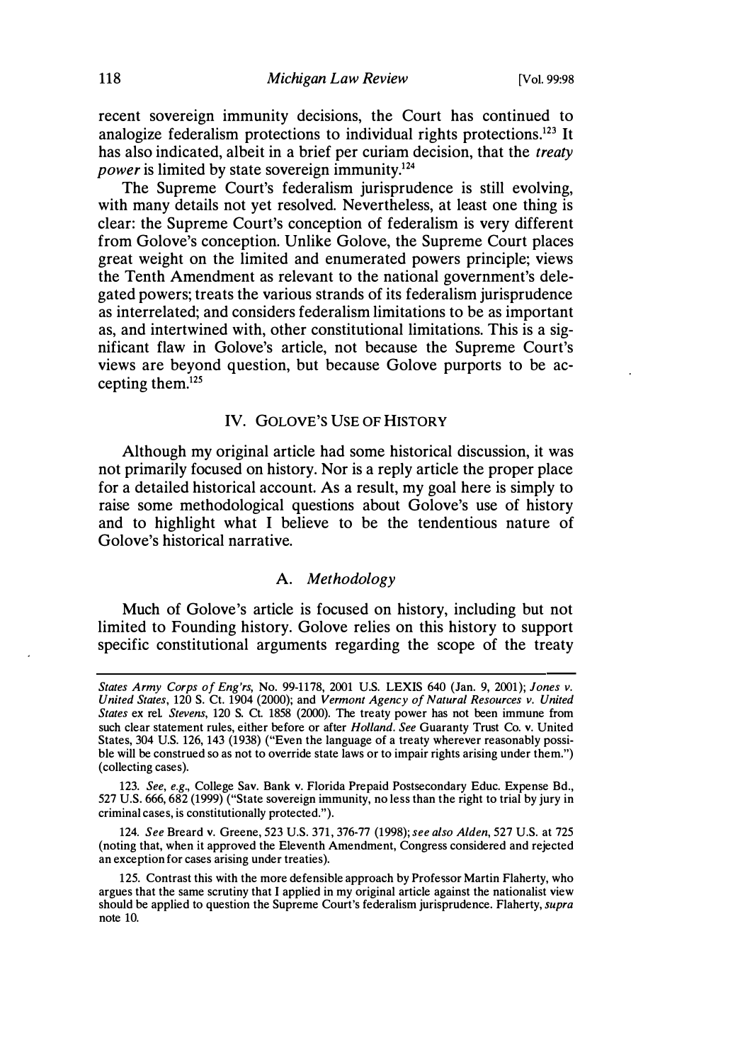recent sovereign immunity decisions, the Court has continued to analogize federalism protections to individual rights protections.[123] It has also indicated, albeit in a brief per curiam decision, that the *treaty power* is limited by state sovereign immunity.[124]

The Supreme Court's federalism jurisprudence is still evolving, with many details not yet resolved. Nevertheless, at least one thing is clear: the Supreme Court's conception of federalism is very different from Golove's conception. Unlike Golove, the Supreme Court places great weight on the limited and enumerated powers principle; views the Tenth Amendment as relevant to the national government's delegated powers; treats the various strands of its federalism jurisprudence as interrelated; and considers federalism limitations to be as important as, and intertwined with, other constitutional limitations. This is a significant flaw in Golove's article, not because the Supreme Court's views are beyond question, but because Golove purports to be accepting them.[125]

## IV. GOLOVE'S USE OF HISTORY

Although my original article had some historical discussion, it was not primarily focused on history. Nor is a reply article the proper place for a detailed historical account. As a result, my goal here is simply to raise some methodological questions about Golove's use of history and to highlight what I believe to be the tendentious nature of Golove's historical narrative.

### A. *Methodology*

Much of Golove's article is focused on history, including but not limited to Founding history. Golove relies on this history to support specific constitutional arguments regarding the scope of the treaty

---

*States Army Corps of Eng'rs*, No. 99-1178, 2001 U.S. LEXIS 640 (Jan. 9, 2001); *Jones v. United States*, 120 S. Ct. 1904 (2000); and *Vermont Agency of Natural Resources v. United States* ex rel. *Stevens*, 120 S. Ct. 1858 (2000). The treaty power has not been immune from such clear statement rules, either before or after *Holland*. *See* Guaranty Trust Co. v. United States, 304 U.S. 126, 143 (1938) ("Even the language of a treaty wherever reasonably possible will be construed so as not to override state laws or to impair rights arising under them.") (collecting cases).

123. *See, e.g.*, College Sav. Bank v. Florida Prepaid Postsecondary Educ. Expense Bd., 527 U.S. 666, 682 (1999) ("State sovereign immunity, no less than the right to trial by jury in criminal cases, is constitutionally protected.").

124. *See* Breard v. Greene, 523 U.S. 371, 376-77 (1998); *see also Alden*, 527 U.S. at 725 (noting that, when it approved the Eleventh Amendment, Congress considered and rejected an exception for cases arising under treaties).

125. Contrast this with the more defensible approach by Professor Martin Flaherty, who argues that the same scrutiny that I applied in my original article against the nationalist view should be applied to question the Supreme Court's federalism jurisprudence. Flaherty, *supra* note 10.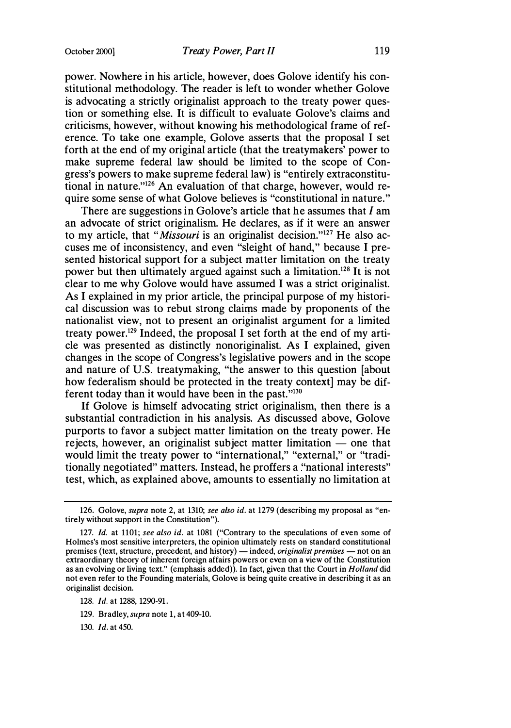power. Nowhere in his article, however, does Golove identify his constitutional methodology. The reader is left to wonder whether Golove is advocating a strictly originalist approach to the treaty power question or something else. It is difficult to evaluate Golove's claims and criticisms, however, without knowing his methodological frame of reference. To take one example, Golove asserts that the proposal I set forth at the end of my original article (that the treatymakers' power to make supreme federal law should be limited to the scope of Congress's powers to make supreme federal law) is "entirely extraconstitutional in nature."[126] An evaluation of that charge, however, would require some sense of what Golove believes is "constitutional in nature."

There are suggestions in Golove's article that he assumes that *I* am an advocate of strict originalism. He declares, as if it were an answer to my article, that "*Missouri* is an originalist decision."[127] He also accuses me of inconsistency, and even "sleight of hand," because I presented historical support for a subject matter limitation on the treaty power but then ultimately argued against such a limitation.[128] It is not clear to me why Golove would have assumed I was a strict originalist. As I explained in my prior article, the principal purpose of my historical discussion was to rebut strong claims made by proponents of the nationalist view, not to present an originalist argument for a limited treaty power.[129] Indeed, the proposal I set forth at the end of my article was presented as distinctly nonoriginalist. As I explained, given changes in the scope of Congress's legislative powers and in the scope and nature of U.S. treatymaking, "the answer to this question [about how federalism should be protected in the treaty context] may be different today than it would have been in the past."[130]

If Golove is himself advocating strict originalism, then there is a substantial contradiction in his analysis. As discussed above, Golove purports to favor a subject matter limitation on the treaty power. He rejects, however, an originalist subject matter limitation — one that would limit the treaty power to "international," "external," or "traditionally negotiated" matters. Instead, he proffers a "national interests" test, which, as explained above, amounts to essentially no limitation at

---

126. Golove, *supra* note 2, at 1310; *see also id.* at 1279 (describing my proposal as "entirely without support in the Constitution").

127. *Id.* at 1101; *see also id.* at 1081 ("Contrary to the speculations of even some of Holmes's most sensitive interpreters, the opinion ultimately rests on standard constitutional premises (text, structure, precedent, and history) — indeed, *originalist premises* — not on an extraordinary theory of inherent foreign affairs powers or even on a view of the Constitution as an evolving or living text." (emphasis added)). In fact, given that the Court in *Holland* did not even refer to the Founding materials, Golove is being quite creative in describing it as an originalist decision.

128. *Id.* at 1288, 1290-91.

129. Bradley, *supra* note 1, at 409-10.

130. *Id.* at 450.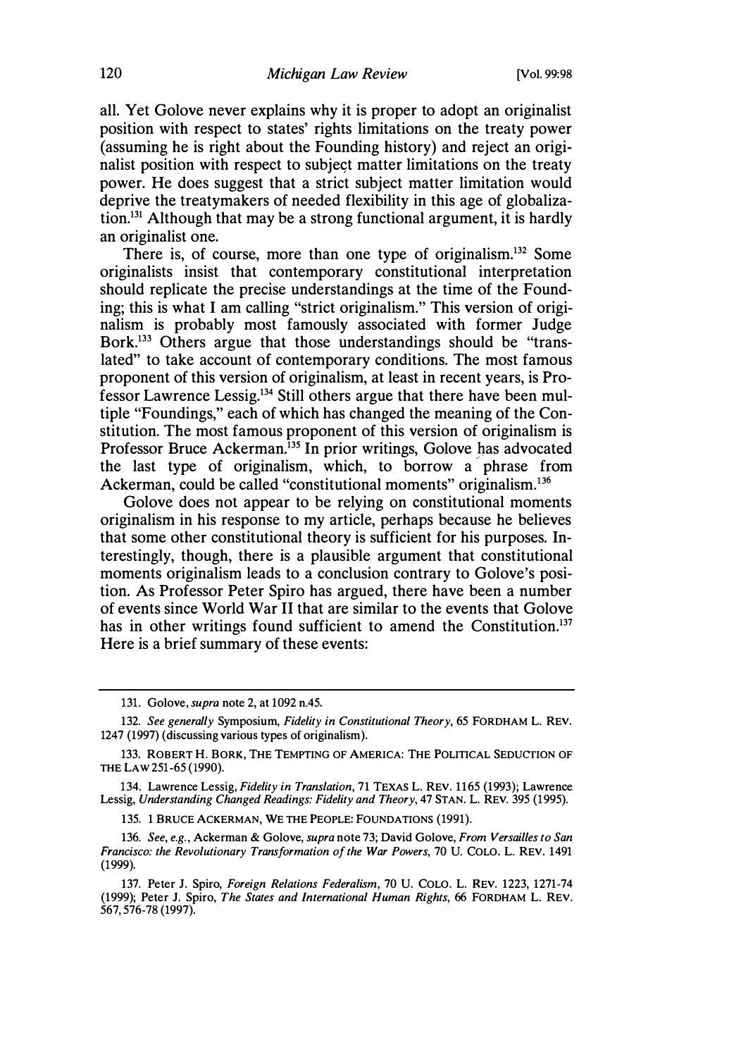all. Yet Golove never explains why it is proper to adopt an originalist position with respect to states' rights limitations on the treaty power (assuming he is right about the Founding history) and reject an originalist position with respect to subject matter limitations on the treaty power. He does suggest that a strict subject matter limitation would deprive the treatymakers of needed flexibility in this age of globalization.[131] Although that may be a strong functional argument, it is hardly an originalist one.

There is, of course, more than one type of originalism.[132] Some originalists insist that contemporary constitutional interpretation should replicate the precise understandings at the time of the Founding; this is what I am calling "strict originalism." This version of originalism is probably most famously associated with former Judge Bork.[133] Others argue that those understandings should be "translated" to take account of contemporary conditions. The most famous proponent of this version of originalism, at least in recent years, is Professor Lawrence Lessig.[134] Still others argue that there have been multiple "Foundings," each of which has changed the meaning of the Constitution. The most famous proponent of this version of originalism is Professor Bruce Ackerman.[135] In prior writings, Golove has advocated the last type of originalism, which, to borrow a phrase from Ackerman, could be called "constitutional moments" originalism.[136]

Golove does not appear to be relying on constitutional moments originalism in his response to my article, perhaps because he believes that some other constitutional theory is sufficient for his purposes. Interestingly, though, there is a plausible argument that constitutional moments originalism leads to a conclusion contrary to Golove's position. As Professor Peter Spiro has argued, there have been a number of events since World War II that are similar to the events that Golove has in other writings found sufficient to amend the Constitution.[137] Here is a brief summary of these events:

---

131. Golove, *supra* note 2, at 1092 n.45.

132. *See generally* Symposium, *Fidelity in Constitutional Theory*, 65 FORDHAM L. REV. 1247 (1997) (discussing various types of originalism).

133. ROBERT H. BORK, THE TEMPTING OF AMERICA: THE POLITICAL SEDUCTION OF THE LAW 251-65 (1990).

134. Lawrence Lessig, *Fidelity in Translation*, 71 TEXAS L. REV. 1165 (1993); Lawrence Lessig, *Understanding Changed Readings: Fidelity and Theory*, 47 STAN. L. REV. 395 (1995).

135. 1 BRUCE ACKERMAN, WE THE PEOPLE: FOUNDATIONS (1991).

136. *See, e.g.*, Ackerman & Golove, *supra* note 73; David Golove, *From Versailles to San Francisco: the Revolutionary Transformation of the War Powers*, 70 U. COLO. L. REV. 1491 (1999).

137. Peter J. Spiro, *Foreign Relations Federalism*, 70 U. COLO. L. REV. 1223, 1271-74 (1999); Peter J. Spiro, *The States and International Human Rights*, 66 FORDHAM L. REV. 567, 576-78 (1997).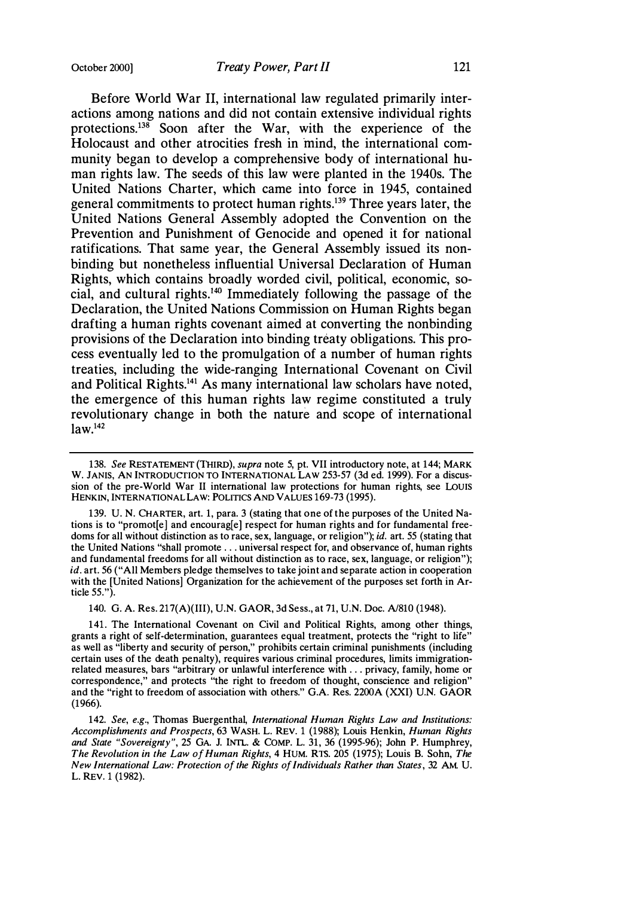Before World War II, international law regulated primarily interactions among nations and did not contain extensive individual rights protections.[138] Soon after the War, with the experience of the Holocaust and other atrocities fresh in mind, the international community began to develop a comprehensive body of international human rights law. The seeds of this law were planted in the 1940s. The United Nations Charter, which came into force in 1945, contained general commitments to protect human rights.[139] Three years later, the United Nations General Assembly adopted the Convention on the Prevention and Punishment of Genocide and opened it for national ratifications. That same year, the General Assembly issued its nonbinding but nonetheless influential Universal Declaration of Human Rights, which contains broadly worded civil, political, economic, social, and cultural rights.[140] Immediately following the passage of the Declaration, the United Nations Commission on Human Rights began drafting a human rights covenant aimed at converting the nonbinding provisions of the Declaration into binding treaty obligations. This process eventually led to the promulgation of a number of human rights treaties, including the wide-ranging International Covenant on Civil and Political Rights.[141] As many international law scholars have noted, the emergence of this human rights law regime constituted a truly revolutionary change in both the nature and scope of international law.[142]

---

138. *See* RESTATEMENT (THIRD), *supra* note 5, pt. VII introductory note, at 144; MARK W. JANIS, AN INTRODUCTION TO INTERNATIONAL LAW 253-57 (3d ed. 1999). For a discussion of the pre-World War II international law protections for human rights, see LOUIS HENKIN, INTERNATIONAL LAW: POLITICS AND VALUES 169-73 (1995).

139. U. N. CHARTER, art. 1, para. 3 (stating that one of the purposes of the United Nations is to "promot[e] and encourag[e] respect for human rights and for fundamental freedoms for all without distinction as to race, sex, language, or religion"); *id.* art. 55 (stating that the United Nations "shall promote . . . universal respect for, and observance of, human rights and fundamental freedoms for all without distinction as to race, sex, language, or religion"); *id.* art. 56 ("All Members pledge themselves to take joint and separate action in cooperation with the [United Nations] Organization for the achievement of the purposes set forth in Article 55.").

140. G. A. Res. 217(A)(III), U.N. GAOR, 3d Sess., at 71, U.N. Doc. A/810 (1948).

141. The International Covenant on Civil and Political Rights, among other things, grants a right of self-determination, guarantees equal treatment, protects the "right to life" as well as "liberty and security of person," prohibits certain criminal punishments (including certain uses of the death penalty), requires various criminal procedures, limits immigration-related measures, bars "arbitrary or unlawful interference with . . . privacy, family, home or correspondence," and protects "the right to freedom of thought, conscience and religion" and the "right to freedom of association with others." G.A. Res. 2200A (XXI) U.N. GAOR (1966).

142. *See, e.g.*, Thomas Buergenthal, *International Human Rights Law and Institutions: Accomplishments and Prospects*, 63 WASH. L. REV. 1 (1988); Louis Henkin, *Human Rights and State "Sovereignty"*, 25 GA. J. INT'L. & COMP. L. 31, 36 (1995-96); John P. Humphrey, *The Revolution in the Law of Human Rights*, 4 HUM. RTS. 205 (1975); Louis B. Sohn, *The New International Law: Protection of the Rights of Individuals Rather than States*, 32 AM. U. L. REV. 1 (1982).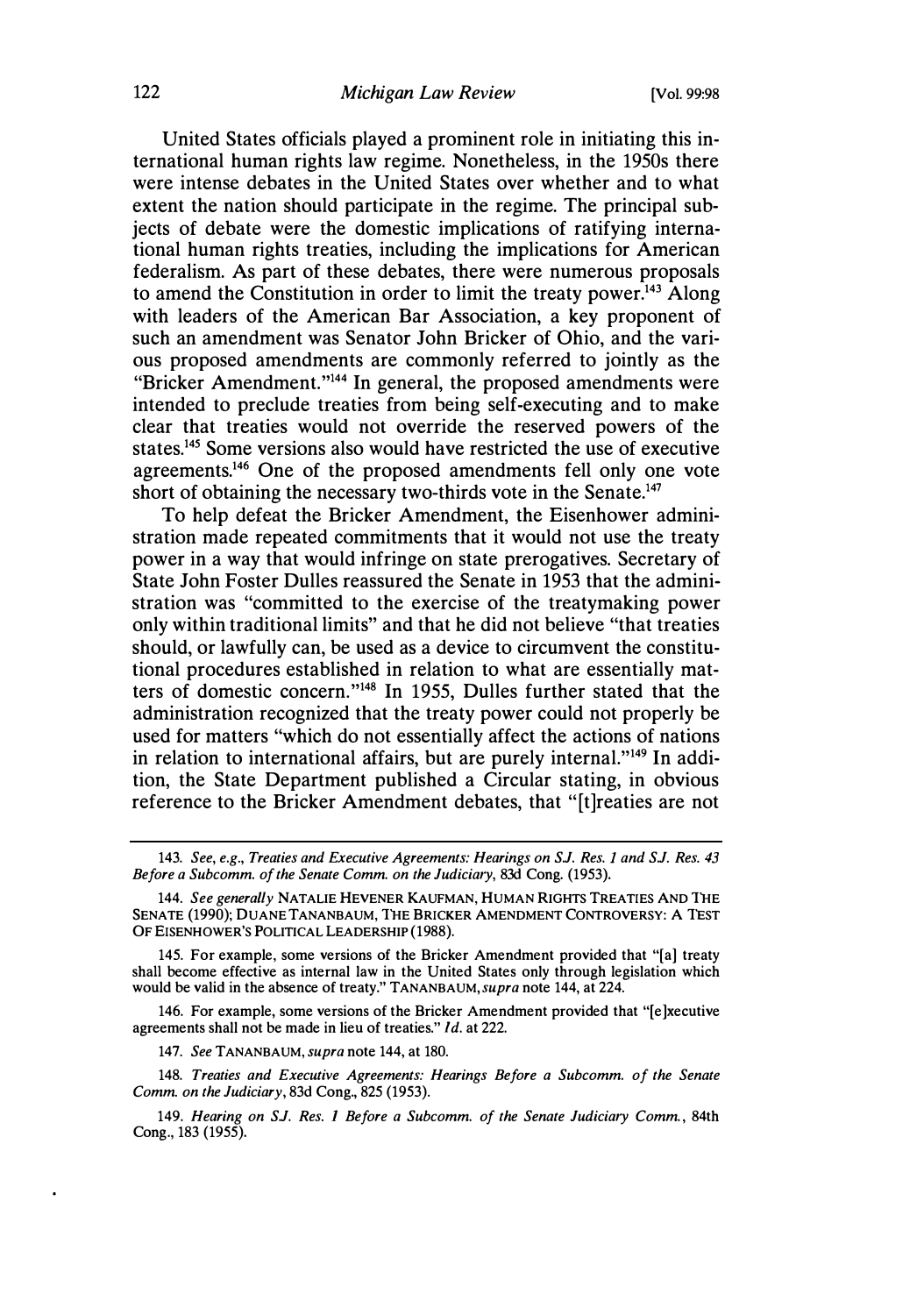United States officials played a prominent role in initiating this international human rights law regime. Nonetheless, in the 1950s there were intense debates in the United States over whether and to what extent the nation should participate in the regime. The principal subjects of debate were the domestic implications of ratifying international human rights treaties, including the implications for American federalism. As part of these debates, there were numerous proposals to amend the Constitution in order to limit the treaty power.[143] Along with leaders of the American Bar Association, a key proponent of such an amendment was Senator John Bricker of Ohio, and the various proposed amendments are commonly referred to jointly as the "Bricker Amendment."[144] In general, the proposed amendments were intended to preclude treaties from being self-executing and to make clear that treaties would not override the reserved powers of the states.[145] Some versions also would have restricted the use of executive agreements.[146] One of the proposed amendments fell only one vote short of obtaining the necessary two-thirds vote in the Senate.[147]

To help defeat the Bricker Amendment, the Eisenhower administration made repeated commitments that it would not use the treaty power in a way that would infringe on state prerogatives. Secretary of State John Foster Dulles reassured the Senate in 1953 that the administration was "committed to the exercise of the treatymaking power only within traditional limits" and that he did not believe "that treaties should, or lawfully can, be used as a device to circumvent the constitutional procedures established in relation to what are essentially matters of domestic concern."[148] In 1955, Dulles further stated that the administration recognized that the treaty power could not properly be used for matters "which do not essentially affect the actions of nations in relation to international affairs, but are purely internal."[149] In addition, the State Department published a Circular stating, in obvious reference to the Bricker Amendment debates, that "[t]reaties are not

---

143. *See, e.g., Treaties and Executive Agreements: Hearings on S.J. Res. 1 and S.J. Res. 43 Before a Subcomm. of the Senate Comm. on the Judiciary*, 83d Cong. (1953).

144. *See generally* NATALIE HEVENER KAUFMAN, HUMAN RIGHTS TREATIES AND THE SENATE (1990); DUANE TANANBAUM, THE BRICKER AMENDMENT CONTROVERSY: A TEST OF EISENHOWER'S POLITICAL LEADERSHIP (1988).

145. For example, some versions of the Bricker Amendment provided that "[a] treaty shall become effective as internal law in the United States only through legislation which would be valid in the absence of treaty." TANANBAUM, *supra* note 144, at 224.

146. For example, some versions of the Bricker Amendment provided that "[e]xecutive agreements shall not be made in lieu of treaties." *Id.* at 222.

147. *See* TANANBAUM, *supra* note 144, at 180.

148. *Treaties and Executive Agreements: Hearings Before a Subcomm. of the Senate Comm. on the Judiciary*, 83d Cong., 825 (1953).

149. *Hearing on S.J. Res. 1 Before a Subcomm. of the Senate Judiciary Comm.*, 84th Cong., 183 (1955).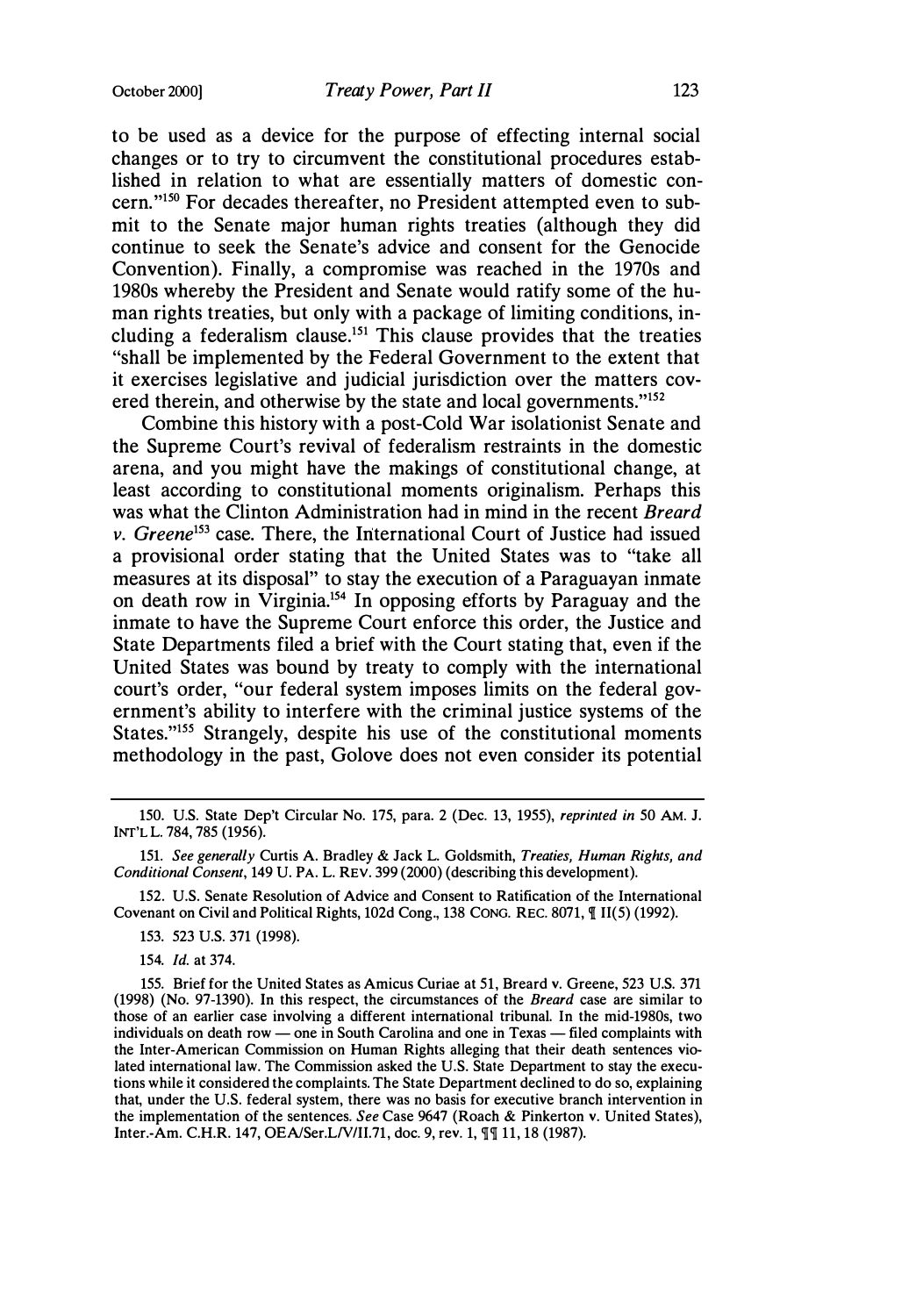to be used as a device for the purpose of effecting internal social changes or to try to circumvent the constitutional procedures established in relation to what are essentially matters of domestic concern."[150] For decades thereafter, no President attempted even to submit to the Senate major human rights treaties (although they did continue to seek the Senate's advice and consent for the Genocide Convention). Finally, a compromise was reached in the 1970s and 1980s whereby the President and Senate would ratify some of the human rights treaties, but only with a package of limiting conditions, including a federalism clause.[151] This clause provides that the treaties "shall be implemented by the Federal Government to the extent that it exercises legislative and judicial jurisdiction over the matters covered therein, and otherwise by the state and local governments."[152]

Combine this history with a post-Cold War isolationist Senate and the Supreme Court's revival of federalism restraints in the domestic arena, and you might have the makings of constitutional change, at least according to constitutional moments originalism. Perhaps this was what the Clinton Administration had in mind in the recent *Breard v. Greene*[153] case. There, the International Court of Justice had issued a provisional order stating that the United States was to "take all measures at its disposal" to stay the execution of a Paraguayan inmate on death row in Virginia.[154] In opposing efforts by Paraguay and the inmate to have the Supreme Court enforce this order, the Justice and State Departments filed a brief with the Court stating that, even if the United States was bound by treaty to comply with the international court's order, "our federal system imposes limits on the federal government's ability to interfere with the criminal justice systems of the States."[155] Strangely, despite his use of the constitutional moments methodology in the past, Golove does not even consider its potential

---

150. U.S. State Dep't Circular No. 175, para. 2 (Dec. 13, 1955), *reprinted in* 50 AM. J. INT'L L. 784, 785 (1956).

151. *See generally* Curtis A. Bradley & Jack L. Goldsmith, *Treaties, Human Rights, and Conditional Consent*, 149 U. PA. L. REV. 399 (2000) (describing this development).

152. U.S. Senate Resolution of Advice and Consent to Ratification of the International Covenant on Civil and Political Rights, 102d Cong., 138 CONG. REC. 8071, ¶ II(5) (1992).

153. 523 U.S. 371 (1998).

154. *Id.* at 374.

155. Brief for the United States as Amicus Curiae at 51, Breard v. Greene, 523 U.S. 371 (1998) (No. 97-1390). In this respect, the circumstances of the *Breard* case are similar to those of an earlier case involving a different international tribunal. In the mid-1980s, two individuals on death row — one in South Carolina and one in Texas — filed complaints with the Inter-American Commission on Human Rights alleging that their death sentences violated international law. The Commission asked the U.S. State Department to stay the executions while it considered the complaints. The State Department declined to do so, explaining that, under the U.S. federal system, there was no basis for executive branch intervention in the implementation of the sentences. *See* Case 9647 (Roach & Pinkerton v. United States), Inter.-Am. C.H.R. 147, OEA/Ser.L/V/II.71, doc. 9, rev. 1, ¶¶ 11, 18 (1987).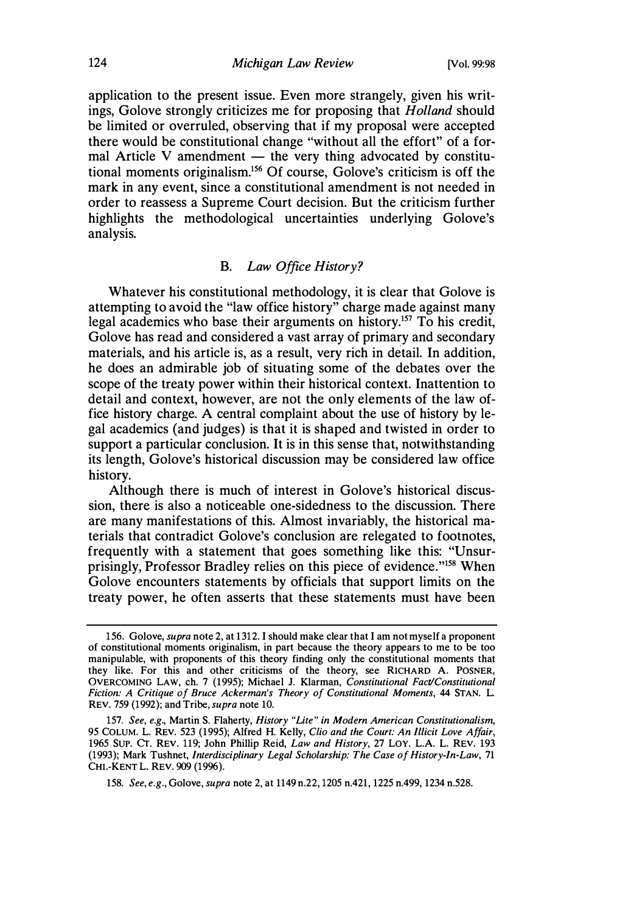application to the present issue. Even more strangely, given his writings, Golove strongly criticizes me for proposing that *Holland* should be limited or overruled, observing that if my proposal were accepted there would be constitutional change "without all the effort" of a formal Article V amendment — the very thing advocated by constitutional moments originalism.[156] Of course, Golove's criticism is off the mark in any event, since a constitutional amendment is not needed in order to reassess a Supreme Court decision. But the criticism further highlights the methodological uncertainties underlying Golove's analysis.

### B. *Law Office History?*

Whatever his constitutional methodology, it is clear that Golove is attempting to avoid the "law office history" charge made against many legal academics who base their arguments on history.[157] To his credit, Golove has read and considered a vast array of primary and secondary materials, and his article is, as a result, very rich in detail. In addition, he does an admirable job of situating some of the debates over the scope of the treaty power within their historical context. Inattention to detail and context, however, are not the only elements of the law office history charge. A central complaint about the use of history by legal academics (and judges) is that it is shaped and twisted in order to support a particular conclusion. It is in this sense that, notwithstanding its length, Golove's historical discussion may be considered law office history.

Although there is much of interest in Golove's historical discussion, there is also a noticeable one-sidedness to the discussion. There are many manifestations of this. Almost invariably, the historical materials that contradict Golove's conclusion are relegated to footnotes, frequently with a statement that goes something like this: "Unsurprisingly, Professor Bradley relies on this piece of evidence."[158] When Golove encounters statements by officials that support limits on the treaty power, he often asserts that these statements must have been

---

156. Golove, *supra* note 2, at 1312. I should make clear that I am not myself a proponent of constitutional moments originalism, in part because the theory appears to me to be too manipulable, with proponents of this theory finding only the constitutional moments that they like. For this and other criticisms of the theory, see RICHARD A. POSNER, OVERCOMING LAW, ch. 7 (1995); Michael J. Klarman, *Constitutional Fact/Constitutional Fiction: A Critique of Bruce Ackerman's Theory of Constitutional Moments*, 44 STAN. L. REV. 759 (1992); and Tribe, *supra* note 10.

157. *See, e.g.*, Martin S. Flaherty, *History "Lite" in Modern American Constitutionalism*, 95 COLUM. L. REV. 523 (1995); Alfred H. Kelly, *Clio and the Court: An Illicit Love Affair*, 1965 SUP. CT. REV. 119; John Phillip Reid, *Law and History*, 27 LOY. L.A. L. REV. 193 (1993); Mark Tushnet, *Interdisciplinary Legal Scholarship: The Case of History-In-Law*, 71 CHI.-KENT L. REV. 909 (1996).

158. *See, e.g.*, Golove, *supra* note 2, at 1149 n.22, 1205 n.421, 1225 n.499, 1234 n.528.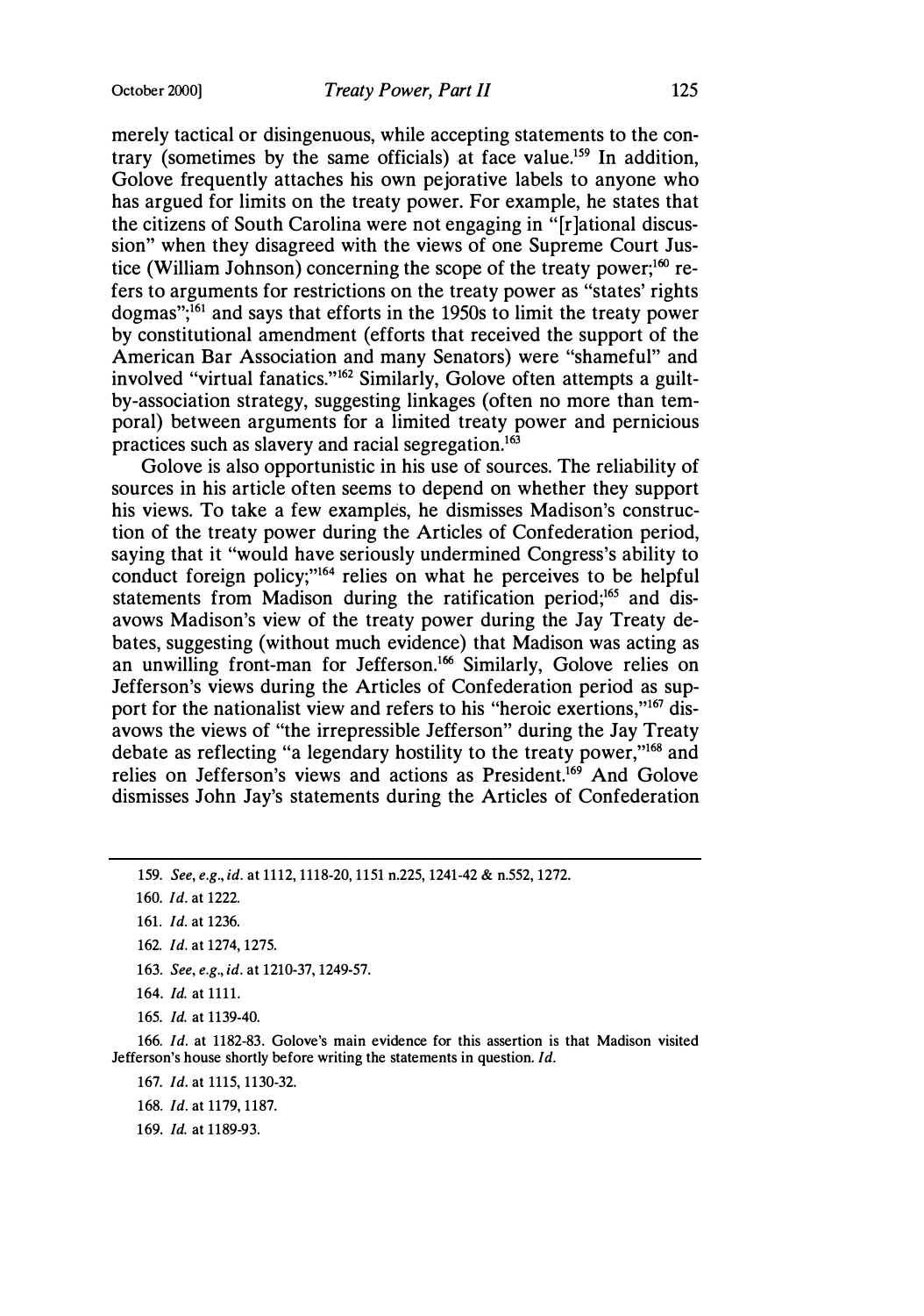merely tactical or disingenuous, while accepting statements to the contrary (sometimes by the same officials) at face value.[159] In addition, Golove frequently attaches his own pejorative labels to anyone who has argued for limits on the treaty power. For example, he states that the citizens of South Carolina were not engaging in "[r]ational discussion" when they disagreed with the views of one Supreme Court Justice (William Johnson) concerning the scope of the treaty power;[160] refers to arguments for restrictions on the treaty power as "states' rights dogmas";[161] and says that efforts in the 1950s to limit the treaty power by constitutional amendment (efforts that received the support of the American Bar Association and many Senators) were "shameful" and involved "virtual fanatics."[162] Similarly, Golove often attempts a guilt-by-association strategy, suggesting linkages (often no more than temporal) between arguments for a limited treaty power and pernicious practices such as slavery and racial segregation.[163]

Golove is also opportunistic in his use of sources. The reliability of sources in his article often seems to depend on whether they support his views. To take a few examples, he dismisses Madison's construction of the treaty power during the Articles of Confederation period, saying that it "would have seriously undermined Congress's ability to conduct foreign policy;"[164] relies on what he perceives to be helpful statements from Madison during the ratification period;[165] and disavows Madison's view of the treaty power during the Jay Treaty debates, suggesting (without much evidence) that Madison was acting as an unwilling front-man for Jefferson.[166] Similarly, Golove relies on Jefferson's views during the Articles of Confederation period as support for the nationalist view and refers to his "heroic exertions,"[167] disavows the views of "the irrepressible Jefferson" during the Jay Treaty debate as reflecting "a legendary hostility to the treaty power,"[168] and relies on Jefferson's views and actions as President.[169] And Golove dismisses John Jay's statements during the Articles of Confederation

---

159. *See, e.g.*, *id.* at 1112, 1118-20, 1151 n.225, 1241-42 & n.552, 1272.

160. *Id.* at 1222.

161. *Id.* at 1236.

162. *Id.* at 1274, 1275.

163. *See, e.g.*, *id.* at 1210-37, 1249-57.

164. *Id.* at 1111.

165. *Id.* at 1139-40.

166. *Id.* at 1182-83. Golove's main evidence for this assertion is that Madison visited Jefferson's house shortly before writing the statements in question. *Id.*

167. *Id.* at 1115, 1130-32.

168. *Id.* at 1179, 1187.

169. *Id.* at 1189-93.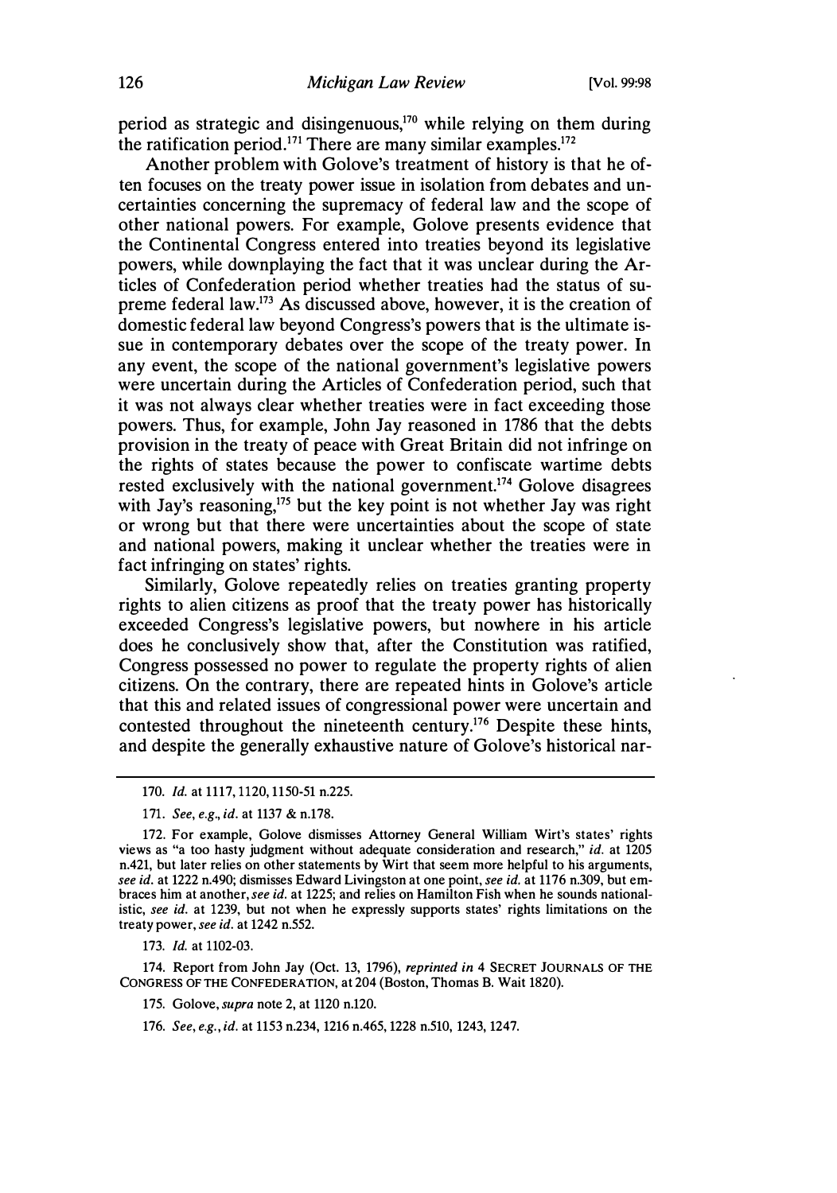period as strategic and disingenuous,[170] while relying on them during the ratification period.[171] There are many similar examples.[172]

Another problem with Golove's treatment of history is that he often focuses on the treaty power issue in isolation from debates and uncertainties concerning the supremacy of federal law and the scope of other national powers. For example, Golove presents evidence that the Continental Congress entered into treaties beyond its legislative powers, while downplaying the fact that it was unclear during the Articles of Confederation period whether treaties had the status of supreme federal law.[173] As discussed above, however, it is the creation of domestic federal law beyond Congress's powers that is the ultimate issue in contemporary debates over the scope of the treaty power. In any event, the scope of the national government's legislative powers were uncertain during the Articles of Confederation period, such that it was not always clear whether treaties were in fact exceeding those powers. Thus, for example, John Jay reasoned in 1786 that the debts provision in the treaty of peace with Great Britain did not infringe on the rights of states because the power to confiscate wartime debts rested exclusively with the national government.[174] Golove disagrees with Jay's reasoning,[175] but the key point is not whether Jay was right or wrong but that there were uncertainties about the scope of state and national powers, making it unclear whether the treaties were in fact infringing on states' rights.

Similarly, Golove repeatedly relies on treaties granting property rights to alien citizens as proof that the treaty power has historically exceeded Congress's legislative powers, but nowhere in his article does he conclusively show that, after the Constitution was ratified, Congress possessed no power to regulate the property rights of alien citizens. On the contrary, there are repeated hints in Golove's article that this and related issues of congressional power were uncertain and contested throughout the nineteenth century.[176] Despite these hints, and despite the generally exhaustive nature of Golove's historical nar-

---

170. *Id.* at 1117, 1120, 1150-51 n.225.

171. *See, e.g., id.* at 1137 & n.178.

172. For example, Golove dismisses Attorney General William Wirt's states' rights views as "a too hasty judgment without adequate consideration and research," *id.* at 1205 n.421, but later relies on other statements by Wirt that seem more helpful to his arguments, *see id.* at 1222 n.490; dismisses Edward Livingston at one point, *see id.* at 1176 n.309, but embraces him at another, *see id.* at 1225; and relies on Hamilton Fish when he sounds nationalistic, *see id.* at 1239, but not when he expressly supports states' rights limitations on the treaty power, *see id.* at 1242 n.552.

173. *Id.* at 1102-03.

174. Report from John Jay (Oct. 13, 1796), *reprinted in* 4 SECRET JOURNALS OF THE CONGRESS OF THE CONFEDERATION, at 204 (Boston, Thomas B. Wait 1820).

175. Golove, *supra* note 2, at 1120 n.120.

176. *See, e.g., id.* at 1153 n.234, 1216 n.465, 1228 n.510, 1243, 1247.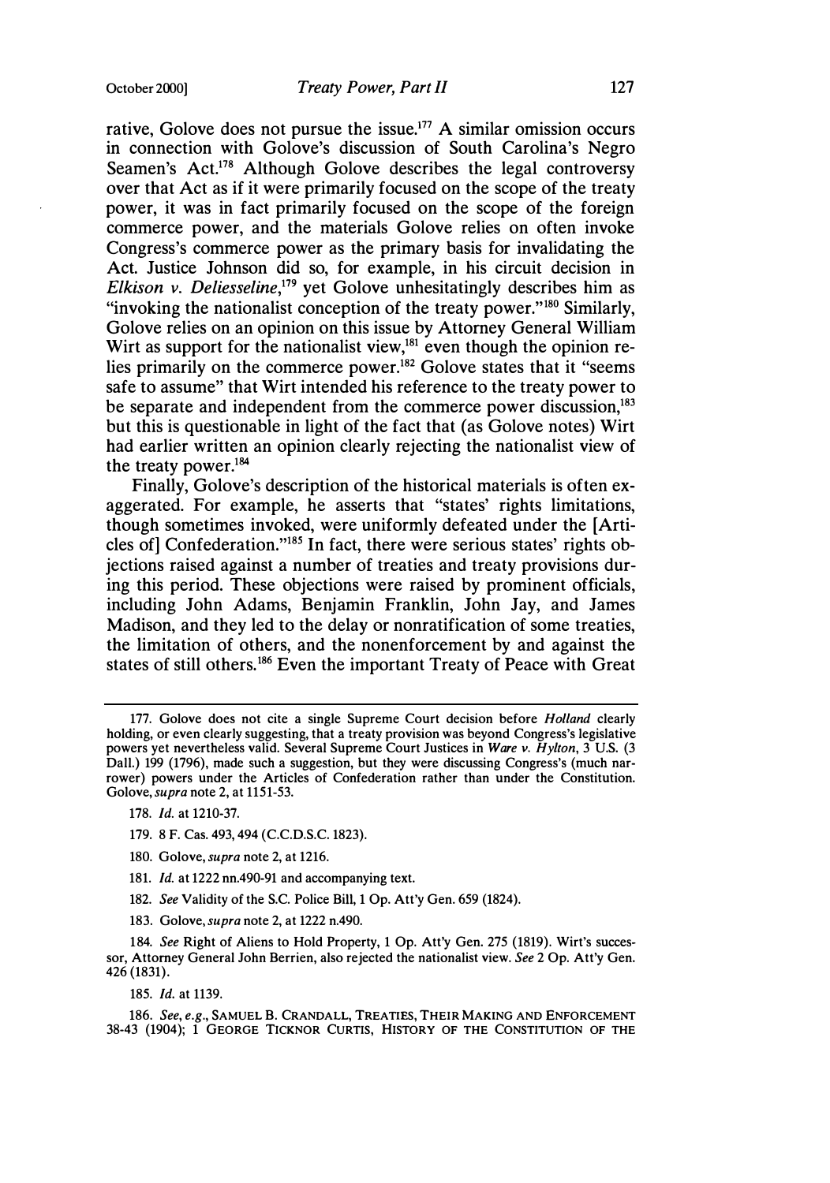rative, Golove does not pursue the issue.[177] A similar omission occurs in connection with Golove's discussion of South Carolina's Negro Seamen's Act.[178] Although Golove describes the legal controversy over that Act as if it were primarily focused on the scope of the treaty power, it was in fact primarily focused on the scope of the foreign commerce power, and the materials Golove relies on often invoke Congress's commerce power as the primary basis for invalidating the Act. Justice Johnson did so, for example, in his circuit decision in *Elkison v. Deliesseline*,[179] yet Golove unhesitatingly describes him as "invoking the nationalist conception of the treaty power."[180] Similarly, Golove relies on an opinion on this issue by Attorney General William Wirt as support for the nationalist view,[181] even though the opinion relies primarily on the commerce power.[182] Golove states that it "seems safe to assume" that Wirt intended his reference to the treaty power to be separate and independent from the commerce power discussion,[183] but this is questionable in light of the fact that (as Golove notes) Wirt had earlier written an opinion clearly rejecting the nationalist view of the treaty power.[184]

Finally, Golove's description of the historical materials is often exaggerated. For example, he asserts that "states' rights limitations, though sometimes invoked, were uniformly defeated under the [Articles of] Confederation."[185] In fact, there were serious states' rights objections raised against a number of treaties and treaty provisions during this period. These objections were raised by prominent officials, including John Adams, Benjamin Franklin, John Jay, and James Madison, and they led to the delay or nonratification of some treaties, the limitation of others, and the nonenforcement by and against the states of still others.[186] Even the important Treaty of Peace with Great

---

177. Golove does not cite a single Supreme Court decision before *Holland* clearly holding, or even clearly suggesting, that a treaty provision was beyond Congress's legislative powers yet nevertheless valid. Several Supreme Court Justices in *Ware v. Hylton*, 3 U.S. (3 Dall.) 199 (1796), made such a suggestion, but they were discussing Congress's (much narrower) powers under the Articles of Confederation rather than under the Constitution. Golove, *supra* note 2, at 1151-53.

178. *Id.* at 1210-37.

179. 8 F. Cas. 493, 494 (C.C.D.S.C. 1823).

180. Golove, *supra* note 2, at 1216.

181. *Id.* at 1222 nn.490-91 and accompanying text.

182. *See* Validity of the S.C. Police Bill, 1 Op. Att'y Gen. 659 (1824).

183. Golove, *supra* note 2, at 1222 n.490.

184. *See* Right of Aliens to Hold Property, 1 Op. Att'y Gen. 275 (1819). Wirt's successor, Attorney General John Berrien, also rejected the nationalist view. *See* 2 Op. Att'y Gen. 426 (1831).

185. *Id.* at 1139.

186. *See, e.g.*, SAMUEL B. CRANDALL, TREATIES, THEIR MAKING AND ENFORCEMENT 38-43 (1904); 1 GEORGE TICKNOR CURTIS, HISTORY OF THE CONSTITUTION OF THE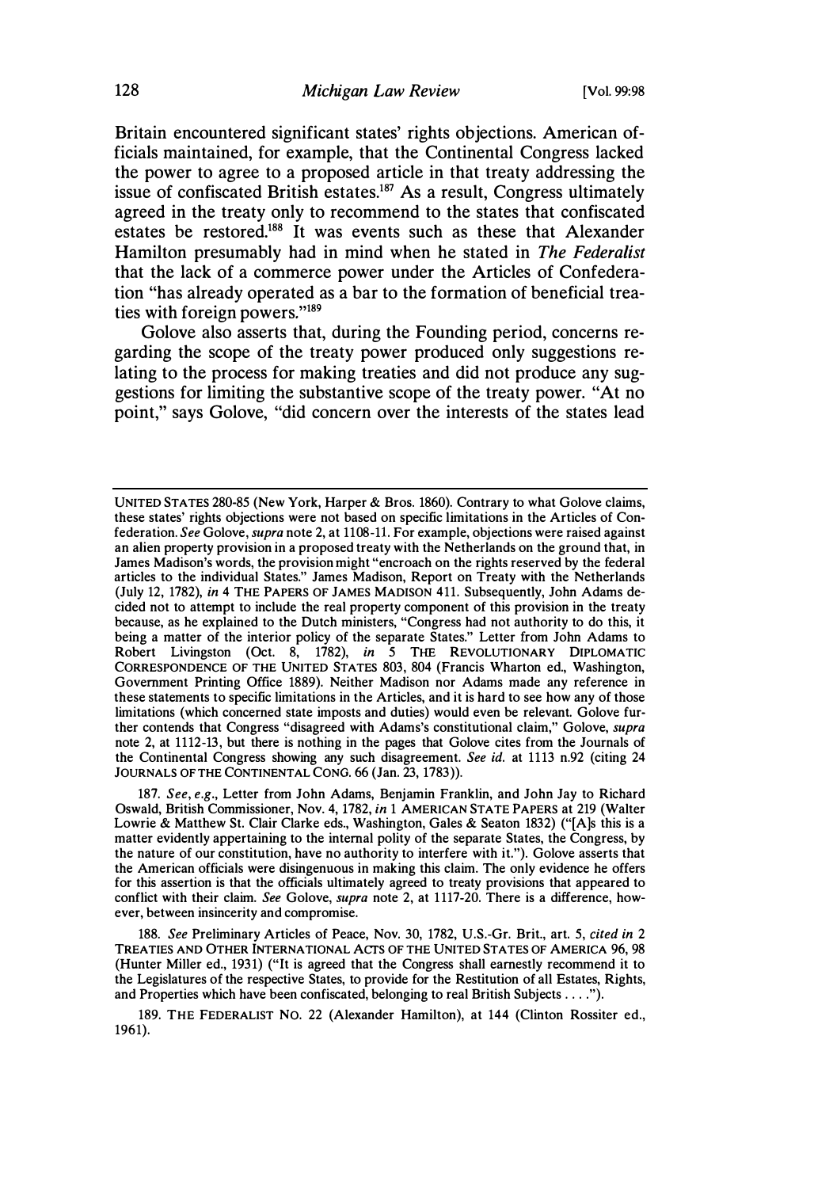Britain encountered significant states' rights objections. American officials maintained, for example, that the Continental Congress lacked the power to agree to a proposed article in that treaty addressing the issue of confiscated British estates.[187] As a result, Congress ultimately agreed in the treaty only to recommend to the states that confiscated estates be restored.[188] It was events such as these that Alexander Hamilton presumably had in mind when he stated in *The Federalist* that the lack of a commerce power under the Articles of Confederation "has already operated as a bar to the formation of beneficial treaties with foreign powers."[189]

Golove also asserts that, during the Founding period, concerns regarding the scope of the treaty power produced only suggestions relating to the process for making treaties and did not produce any suggestions for limiting the substantive scope of the treaty power. "At no point," says Golove, "did concern over the interests of the states lead

---

UNITED STATES 280-85 (New York, Harper & Bros. 1860). Contrary to what Golove claims, these states' rights objections were not based on specific limitations in the Articles of Confederation. *See* Golove, *supra* note 2, at 1108-11. For example, objections were raised against an alien property provision in a proposed treaty with the Netherlands on the ground that, in James Madison's words, the provision might "encroach on the rights reserved by the federal articles to the individual States." James Madison, Report on Treaty with the Netherlands (July 12, 1782), *in* 4 THE PAPERS OF JAMES MADISON 411. Subsequently, John Adams decided not to attempt to include the real property component of this provision in the treaty because, as he explained to the Dutch ministers, "Congress had not authority to do this, it being a matter of the interior policy of the separate States." Letter from John Adams to Robert Livingston (Oct. 8, 1782), *in* 5 THE REVOLUTIONARY DIPLOMATIC CORRESPONDENCE OF THE UNITED STATES 803, 804 (Francis Wharton ed., Washington, Government Printing Office 1889). Neither Madison nor Adams made any reference in these statements to specific limitations in the Articles, and it is hard to see how any of those limitations (which concerned state imposts and duties) would even be relevant. Golove further contends that Congress "disagreed with Adams's constitutional claim," Golove, *supra* note 2, at 1112-13, but there is nothing in the pages that Golove cites from the Journals of the Continental Congress showing any such disagreement. *See id.* at 1113 n.92 (citing 24 JOURNALS OF THE CONTINENTAL CONG. 66 (Jan. 23, 1783)).

187. *See, e.g.*, Letter from John Adams, Benjamin Franklin, and John Jay to Richard Oswald, British Commissioner, Nov. 4, 1782, *in* 1 AMERICAN STATE PAPERS at 219 (Walter Lowrie & Matthew St. Clair Clarke eds., Washington, Gales & Seaton 1832) ("[A]s this is a matter evidently appertaining to the internal polity of the separate States, the Congress, by the nature of our constitution, have no authority to interfere with it."). Golove asserts that the American officials were disingenuous in making this claim. The only evidence he offers for this assertion is that the officials ultimately agreed to treaty provisions that appeared to conflict with their claim. *See* Golove, *supra* note 2, at 1117-20. There is a difference, however, between insincerity and compromise.

188. *See* Preliminary Articles of Peace, Nov. 30, 1782, U.S.-Gr. Brit., art. 5, *cited in* 2 TREATIES AND OTHER INTERNATIONAL ACTS OF THE UNITED STATES OF AMERICA 96, 98 (Hunter Miller ed., 1931) ("It is agreed that the Congress shall earnestly recommend it to the Legislatures of the respective States, to provide for the Restitution of all Estates, Rights, and Properties which have been confiscated, belonging to real British Subjects . . . .").

189. THE FEDERALIST NO. 22 (Alexander Hamilton), at 144 (Clinton Rossiter ed., 1961).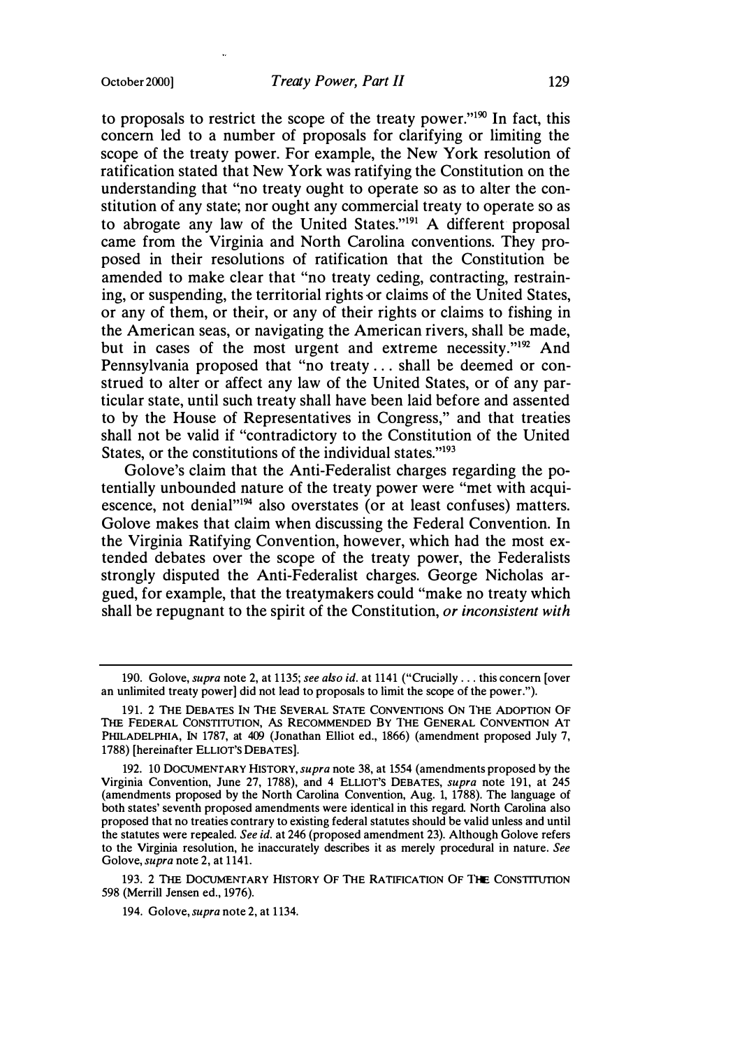to proposals to restrict the scope of the treaty power."[190] In fact, this concern led to a number of proposals for clarifying or limiting the scope of the treaty power. For example, the New York resolution of ratification stated that New York was ratifying the Constitution on the understanding that "no treaty ought to operate so as to alter the constitution of any state; nor ought any commercial treaty to operate so as to abrogate any law of the United States."[191] A different proposal came from the Virginia and North Carolina conventions. They proposed in their resolutions of ratification that the Constitution be amended to make clear that "no treaty ceding, contracting, restraining, or suspending, the territorial rights or claims of the United States, or any of them, or their, or any of their rights or claims to fishing in the American seas, or navigating the American rivers, shall be made, but in cases of the most urgent and extreme necessity."[192] And Pennsylvania proposed that "no treaty . . . shall be deemed or construed to alter or affect any law of the United States, or of any particular state, until such treaty shall have been laid before and assented to by the House of Representatives in Congress," and that treaties shall not be valid if "contradictory to the Constitution of the United States, or the constitutions of the individual states."[193]

Golove's claim that the Anti-Federalist charges regarding the potentially unbounded nature of the treaty power were "met with acquiescence, not denial"[194] also overstates (or at least confuses) matters. Golove makes that claim when discussing the Federal Convention. In the Virginia Ratifying Convention, however, which had the most extended debates over the scope of the treaty power, the Federalists strongly disputed the Anti-Federalist charges. George Nicholas argued, for example, that the treatymakers could "make no treaty which shall be repugnant to the spirit of the Constitution, *or inconsistent with*

---

190. Golove, *supra* note 2, at 1135; *see also id.* at 1141 ("Crucially . . . this concern [over an unlimited treaty power] did not lead to proposals to limit the scope of the power.").

191. 2 THE DEBATES IN THE SEVERAL STATE CONVENTIONS ON THE ADOPTION OF THE FEDERAL CONSTITUTION, AS RECOMMENDED BY THE GENERAL CONVENTION AT PHILADELPHIA, IN 1787, at 409 (Jonathan Elliot ed., 1866) (amendment proposed July 7, 1788) [hereinafter ELLIOT'S DEBATES].

192. 10 DOCUMENTARY HISTORY, *supra* note 38, at 1554 (amendments proposed by the Virginia Convention, June 27, 1788), and 4 ELLIOT'S DEBATES, *supra* note 191, at 245 (amendments proposed by the North Carolina Convention, Aug. 1, 1788). The language of both states' seventh proposed amendments were identical in this regard. North Carolina also proposed that no treaties contrary to existing federal statutes should be valid unless and until the statutes were repealed. *See id.* at 246 (proposed amendment 23). Although Golove refers to the Virginia resolution, he inaccurately describes it as merely procedural in nature. *See* Golove, *supra* note 2, at 1141.

193. 2 THE DOCUMENTARY HISTORY OF THE RATIFICATION OF THE CONSTITUTION 598 (Merrill Jensen ed., 1976).

194. Golove, *supra* note 2, at 1134.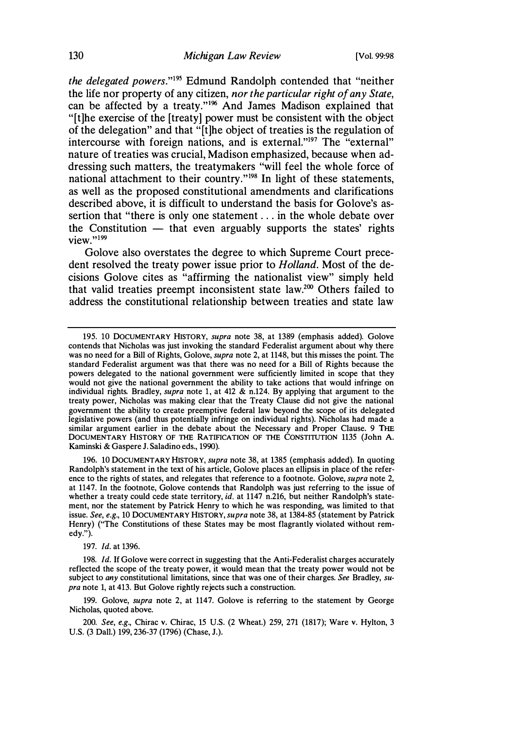*the delegated powers*."[195] Edmund Randolph contended that "neither the life nor property of any citizen, *nor the particular right of any State*, can be affected by a treaty."[196] And James Madison explained that "[t]he exercise of the [treaty] power must be consistent with the object of the delegation" and that "[t]he object of treaties is the regulation of intercourse with foreign nations, and is external."[197] The "external" nature of treaties was crucial, Madison emphasized, because when addressing such matters, the treatymakers "will feel the whole force of national attachment to their country."[198] In light of these statements, as well as the proposed constitutional amendments and clarifications described above, it is difficult to understand the basis for Golove's assertion that "there is only one statement . . . in the whole debate over the Constitution — that even arguably supports the states' rights view."[199]

Golove also overstates the degree to which Supreme Court precedent resolved the treaty power issue prior to *Holland*. Most of the decisions Golove cites as "affirming the nationalist view" simply held that valid treaties preempt inconsistent state law.[200] Others failed to address the constitutional relationship between treaties and state law

---

195. 10 DOCUMENTARY HISTORY, *supra* note 38, at 1389 (emphasis added). Golove contends that Nicholas was just invoking the standard Federalist argument about why there was no need for a Bill of Rights, Golove, *supra* note 2, at 1148, but this misses the point. The standard Federalist argument was that there was no need for a Bill of Rights because the powers delegated to the national government were sufficiently limited in scope that they would not give the national government the ability to take actions that would infringe on individual rights. Bradley, *supra* note 1, at 412 & n.124. By applying that argument to the treaty power, Nicholas was making clear that the Treaty Clause did not give the national government the ability to create preemptive federal law beyond the scope of its delegated legislative powers (and thus potentially infringe on individual rights). Nicholas had made a similar argument earlier in the debate about the Necessary and Proper Clause. 9 THE DOCUMENTARY HISTORY OF THE RATIFICATION OF THE CONSTITUTION 1135 (John A. Kaminski & Gaspere J. Saladino eds., 1990).

196. 10 DOCUMENTARY HISTORY, *supra* note 38, at 1385 (emphasis added). In quoting Randolph's statement in the text of his article, Golove places an ellipsis in place of the reference to the rights of states, and relegates that reference to a footnote. Golove, *supra* note 2, at 1147. In the footnote, Golove contends that Randolph was just referring to the issue of whether a treaty could cede state territory, *id.* at 1147 n.216, but neither Randolph's statement, nor the statement by Patrick Henry to which he was responding, was limited to that issue. *See, e.g.*, 10 DOCUMENTARY HISTORY, *supra* note 38, at 1384-85 (statement by Patrick Henry) ("The Constitutions of these States may be most flagrantly violated without remedy.").

197. *Id.* at 1396.

198. *Id.* If Golove were correct in suggesting that the Anti-Federalist charges accurately reflected the scope of the treaty power, it would mean that the treaty power would not be subject to *any* constitutional limitations, since that was one of their charges. *See* Bradley, *supra* note 1, at 413. But Golove rightly rejects such a construction.

199. Golove, *supra* note 2, at 1147. Golove is referring to the statement by George Nicholas, quoted above.

200. *See, e.g.*, Chirac v. Chirac, 15 U.S. (2 Wheat.) 259, 271 (1817); Ware v. Hylton, 3 U.S. (3 Dall.) 199, 236-37 (1796) (Chase, J.).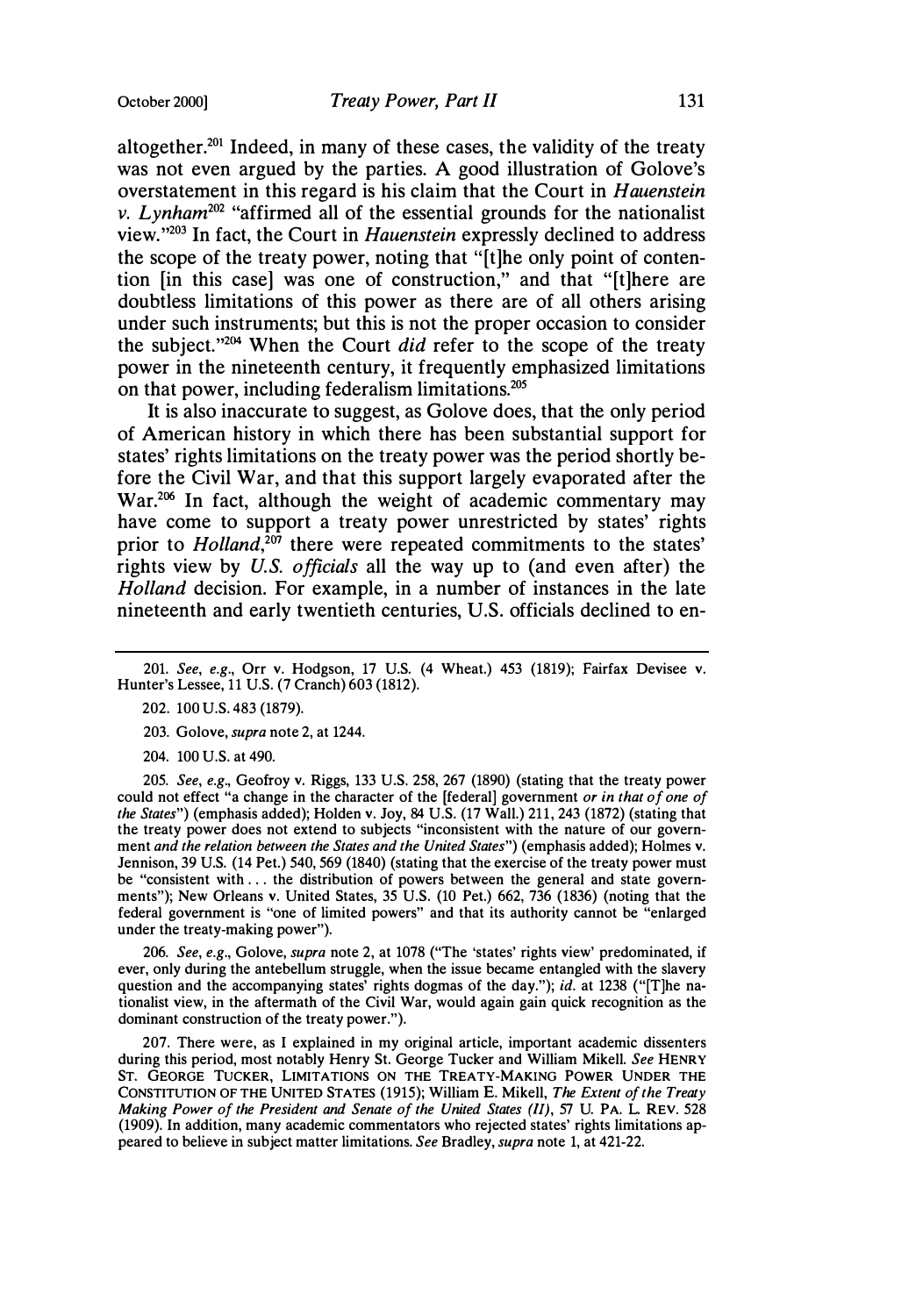altogether.[201] Indeed, in many of these cases, the validity of the treaty was not even argued by the parties. A good illustration of Golove's overstatement in this regard is his claim that the Court in *Hauenstein v. Lynham*[202] "affirmed all of the essential grounds for the nationalist view."[203] In fact, the Court in *Hauenstein* expressly declined to address the scope of the treaty power, noting that "[t]he only point of contention [in this case] was one of construction," and that "[t]here are doubtless limitations of this power as there are of all others arising under such instruments; but this is not the proper occasion to consider the subject."[204] When the Court *did* refer to the scope of the treaty power in the nineteenth century, it frequently emphasized limitations on that power, including federalism limitations.[205]

It is also inaccurate to suggest, as Golove does, that the only period of American history in which there has been substantial support for states' rights limitations on the treaty power was the period shortly before the Civil War, and that this support largely evaporated after the War.[206] In fact, although the weight of academic commentary may have come to support a treaty power unrestricted by states' rights prior to *Holland*,[207] there were repeated commitments to the states' rights view by *U.S. officials* all the way up to (and even after) the *Holland* decision. For example, in a number of instances in the late nineteenth and early twentieth centuries, U.S. officials declined to en-

---

201. *See, e.g.*, Orr v. Hodgson, 17 U.S. (4 Wheat.) 453 (1819); Fairfax Devisee v. Hunter's Lessee, 11 U.S. (7 Cranch) 603 (1812).

202. 100 U.S. 483 (1879).

203. Golove, *supra* note 2, at 1244.

204. 100 U.S. at 490.

205. *See, e.g.*, Geofroy v. Riggs, 133 U.S. 258, 267 (1890) (stating that the treaty power could not effect "a change in the character of the [federal] government *or in that of one of the States*") (emphasis added); Holden v. Joy, 84 U.S. (17 Wall.) 211, 243 (1872) (stating that the treaty power does not extend to subjects "inconsistent with the nature of our government *and the relation between the States and the United States*") (emphasis added); Holmes v. Jennison, 39 U.S. (14 Pet.) 540, 569 (1840) (stating that the exercise of the treaty power must be "consistent with . . . the distribution of powers between the general and state governments"); New Orleans v. United States, 35 U.S. (10 Pet.) 662, 736 (1836) (noting that the federal government is "one of limited powers" and that its authority cannot be "enlarged under the treaty-making power").

206. *See, e.g.*, Golove, *supra* note 2, at 1078 ("The 'states' rights view' predominated, if ever, only during the antebellum struggle, when the issue became entangled with the slavery question and the accompanying states' rights dogmas of the day."); *id.* at 1238 ("[T]he nationalist view, in the aftermath of the Civil War, would again gain quick recognition as the dominant construction of the treaty power.").

207. There were, as I explained in my original article, important academic dissenters during this period, most notably Henry St. George Tucker and William Mikell. *See* HENRY ST. GEORGE TUCKER, LIMITATIONS ON THE TREATY-MAKING POWER UNDER THE CONSTITUTION OF THE UNITED STATES (1915); William E. Mikell, *The Extent of the Treaty Making Power of the President and Senate of the United States (II)*, 57 U. PA. L. REV. 528 (1909). In addition, many academic commentators who rejected states' rights limitations appeared to believe in subject matter limitations. *See* Bradley, *supra* note 1, at 421-22.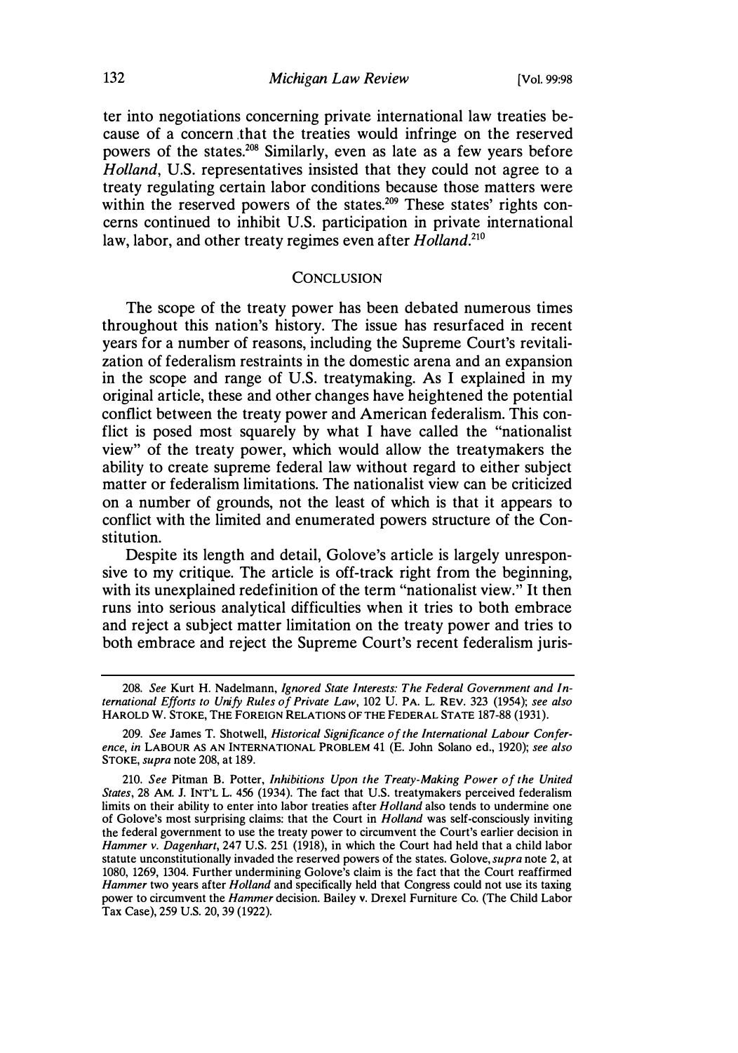ter into negotiations concerning private international law treaties because of a concern that the treaties would infringe on the reserved powers of the states.[208] Similarly, even as late as a few years before *Holland*, U.S. representatives insisted that they could not agree to a treaty regulating certain labor conditions because those matters were within the reserved powers of the states.[209] These states' rights concerns continued to inhibit U.S. participation in private international law, labor, and other treaty regimes even after *Holland*.[210]

## CONCLUSION

The scope of the treaty power has been debated numerous times throughout this nation's history. The issue has resurfaced in recent years for a number of reasons, including the Supreme Court's revitalization of federalism restraints in the domestic arena and an expansion in the scope and range of U.S. treatymaking. As I explained in my original article, these and other changes have heightened the potential conflict between the treaty power and American federalism. This conflict is posed most squarely by what I have called the "nationalist view" of the treaty power, which would allow the treatymakers the ability to create supreme federal law without regard to either subject matter or federalism limitations. The nationalist view can be criticized on a number of grounds, not the least of which is that it appears to conflict with the limited and enumerated powers structure of the Constitution.

Despite its length and detail, Golove's article is largely unresponsive to my critique. The article is off-track right from the beginning, with its unexplained redefinition of the term "nationalist view." It then runs into serious analytical difficulties when it tries to both embrace and reject a subject matter limitation on the treaty power and tries to both embrace and reject the Supreme Court's recent federalism juris-

---

208. *See* Kurt H. Nadelmann, *Ignored State Interests: The Federal Government and International Efforts to Unify Rules of Private Law*, 102 U. PA. L. REV. 323 (1954); *see also* HAROLD W. STOKE, THE FOREIGN RELATIONS OF THE FEDERAL STATE 187-88 (1931).

209. *See* James T. Shotwell, *Historical Significance of the International Labour Conference*, *in* LABOUR AS AN INTERNATIONAL PROBLEM 41 (E. John Solano ed., 1920); *see also* STOKE, *supra* note 208, at 189.

210. *See* Pitman B. Potter, *Inhibitions Upon the Treaty-Making Power of the United States*, 28 AM. J. INT'L L. 456 (1934). The fact that U.S. treatymakers perceived federalism limits on their ability to enter into labor treaties after *Holland* also tends to undermine one of Golove's most surprising claims: that the Court in *Holland* was self-consciously inviting the federal government to use the treaty power to circumvent the Court's earlier decision in *Hammer v. Dagenhart*, 247 U.S. 251 (1918), in which the Court had held that a child labor statute unconstitutionally invaded the reserved powers of the states. Golove, *supra* note 2, at 1080, 1269, 1304. Further undermining Golove's claim is the fact that the Court reaffirmed *Hammer* two years after *Holland* and specifically held that Congress could not use its taxing power to circumvent the *Hammer* decision. Bailey v. Drexel Furniture Co. (The Child Labor Tax Case), 259 U.S. 20, 39 (1922).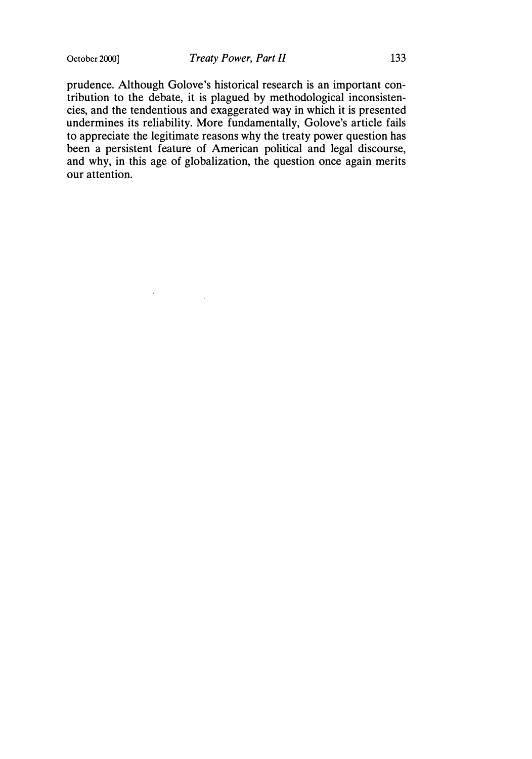prudence. Although Golove's historical research is an important contribution to the debate, it is plagued by methodological inconsistencies, and the tendentious and exaggerated way in which it is presented undermines its reliability. More fundamentally, Golove's article fails to appreciate the legitimate reasons why the treaty power question has been a persistent feature of American political and legal discourse, and why, in this age of globalization, the question once again merits our attention.